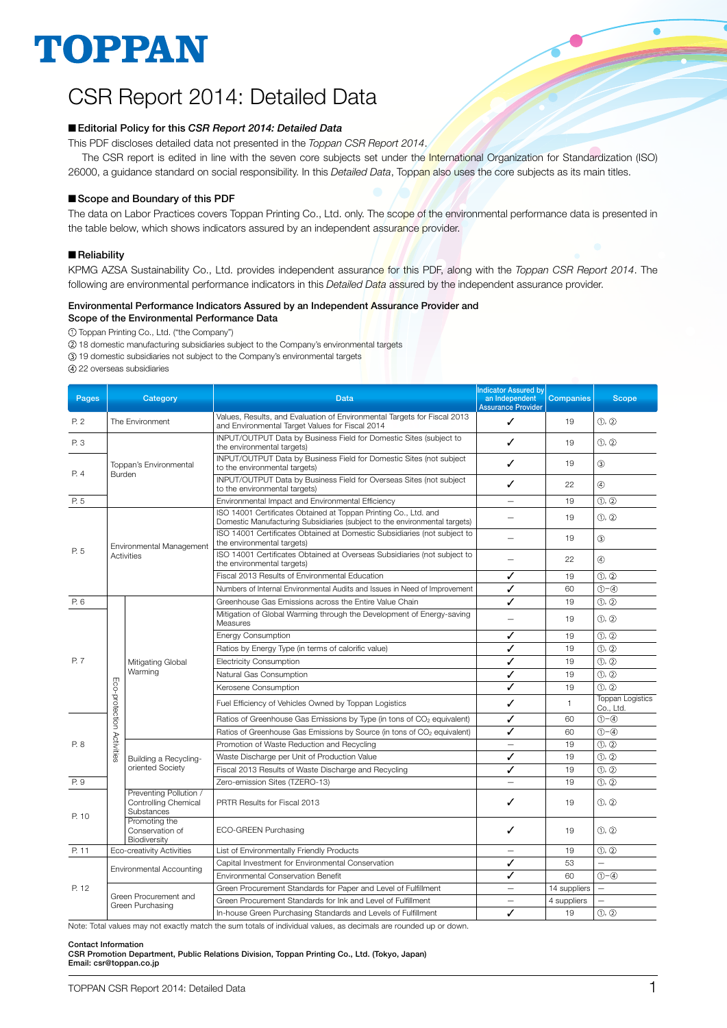# TOPPAN

# CSR Report 2014: Detailed Data

## ■ Editorial Policy for this *CSR Report 2014: Detailed Data*

This PDF discloses detailed data not presented in the *Toppan CSR Report 2014*.

The CSR report is edited in line with the seven core subjects set under the International Organization for Standardization (ISO) 26000, a guidance standard on social responsibility. In this *Detailed Data*, Toppan also uses the core subjects as its main titles.

## ■ Scope and Boundary of this PDF

The data on Labor Practices covers Toppan Printing Co., Ltd. only. The scope of the environmental performance data is presented in the table below, which shows indicators assured by an independent assurance provider.

## ■ Reliability

KPMG AZSA Sustainability Co., Ltd. provides independent assurance for this PDF, along with the *Toppan CSR Report 2014*. The following are environmental performance indicators in this *Detailed Data* assured by the independent assurance provider.

### Environmental Performance Indicators Assured by an Independent Assurance Provider and Scope of the Environmental Performance Data

① Toppan Printing Co., Ltd. ("the Company")
② 18 domestic manufacturing subsidiaries subject to the Company's environmental targets
③ 19 domestic subsidiaries not subject to the Company's environmental targets
④ 22 overseas subsidiaries

| Pages | Category | | Data | Indicator Assured by an Independent Assurance Provider | Companies | Scope |
|---|---|---|---|---|---|---|
| P. 2 | The Environment | | Values, Results, and Evaluation of Environmental Targets for Fiscal 2013 and Environmental Target Values for Fiscal 2014 | ✓ | 19 | ①, ② |
| P. 3 | Toppan's Environmental Burden | | INPUT/OUTPUT Data by Business Field for Domestic Sites (subject to the environmental targets) | ✓ | 19 | ①, ② |
| P. 4 | | | INPUT/OUTPUT Data by Business Field for Domestic Sites (not subject to the environmental targets) | ✓ | 19 | ③ |
| | | | INPUT/OUTPUT Data by Business Field for Overseas Sites (not subject to the environmental targets) | ✓ | 22 | ④ |
| P. 5 | | | Environmental Impact and Environmental Efficiency | – | 19 | ①, ② |
| P. 5 | Environmental Management Activities | | ISO 14001 Certificates Obtained at Toppan Printing Co., Ltd. and Domestic Manufacturing Subsidiaries (subject to the environmental targets) | – | 19 | ①, ② |
| | | | ISO 14001 Certificates Obtained at Domestic Subsidiaries (not subject to the environmental targets) | – | 19 | ③ |
| | | | ISO 14001 Certificates Obtained at Overseas Subsidiaries (not subject to the environmental targets) | – | 22 | ④ |
| | | | Fiscal 2013 Results of Environmental Education | ✓ | 19 | ①, ② |
| | | | Numbers of Internal Environmental Audits and Issues in Need of Improvement | ✓ | 60 | ①–④ |
| P. 6 | Eco-protection Activities | Mitigating Global Warming | Greenhouse Gas Emissions across the Entire Value Chain | ✓ | 19 | ①, ② |
| P. 7 | | | Mitigation of Global Warming through the Development of Energy-saving Measures | – | 19 | ①, ② |
| | | | Energy Consumption | ✓ | 19 | ①, ② |
| | | | Ratios by Energy Type (in terms of calorific value) | ✓ | 19 | ①, ② |
| | | | Electricity Consumption | ✓ | 19 | ①, ② |
| | | | Natural Gas Consumption | ✓ | 19 | ①, ② |
| | | | Kerosene Consumption | ✓ | 19 | ①, ② |
| | | | Fuel Efficiency of Vehicles Owned by Toppan Logistics | ✓ | 1 | Toppan Logistics Co., Ltd. |
| P. 8 | | | Ratios of Greenhouse Gas Emissions by Type (in tons of $CO_2$ equivalent) | ✓ | 60 | ①–④ |
| | | | Ratios of Greenhouse Gas Emissions by Source (in tons of $CO_2$ equivalent) | ✓ | 60 | ①–④ |
| | | Building a Recycling-oriented Society | Promotion of Waste Reduction and Recycling | – | 19 | ①, ② |
| | | | Waste Discharge per Unit of Production Value | ✓ | 19 | ①, ② |
| | | | Fiscal 2013 Results of Waste Discharge and Recycling | ✓ | 19 | ①, ② |
| P. 9 | | | Zero-emission Sites (TZERO-13) | – | 19 | ①, ② |
| P. 10 | | Preventing Pollution / Controlling Chemical Substances | PRTR Results for Fiscal 2013 | ✓ | 19 | ①, ② |
| | | Promoting the Conservation of Biodiversity | ECO-GREEN Purchasing | ✓ | 19 | ①, ② |
| P. 11 | Eco-creativity Activities | | List of Environmentally Friendly Products | – | 19 | ①, ② |
| P. 12 | Environmental Accounting | | Capital Investment for Environmental Conservation | ✓ | 53 | – |
| | | | Environmental Conservation Benefit | ✓ | 60 | ①–④ |
| | Green Procurement and Green Purchasing | | Green Procurement Standards for Paper and Level of Fulfillment | – | 14 suppliers | – |
| | | | Green Procurement Standards for Ink and Level of Fulfillment | – | 4 suppliers | – |
| | | | In-house Green Purchasing Standards and Levels of Fulfillment | ✓ | 19 | ①, ② |

Note: Total values may not exactly match the sum totals of individual values, as decimals are rounded up or down.

**Contact Information**
**CSR Promotion Department, Public Relations Division, Toppan Printing Co., Ltd. (Tokyo, Japan)**
**Email: csr@toppan.co.jp**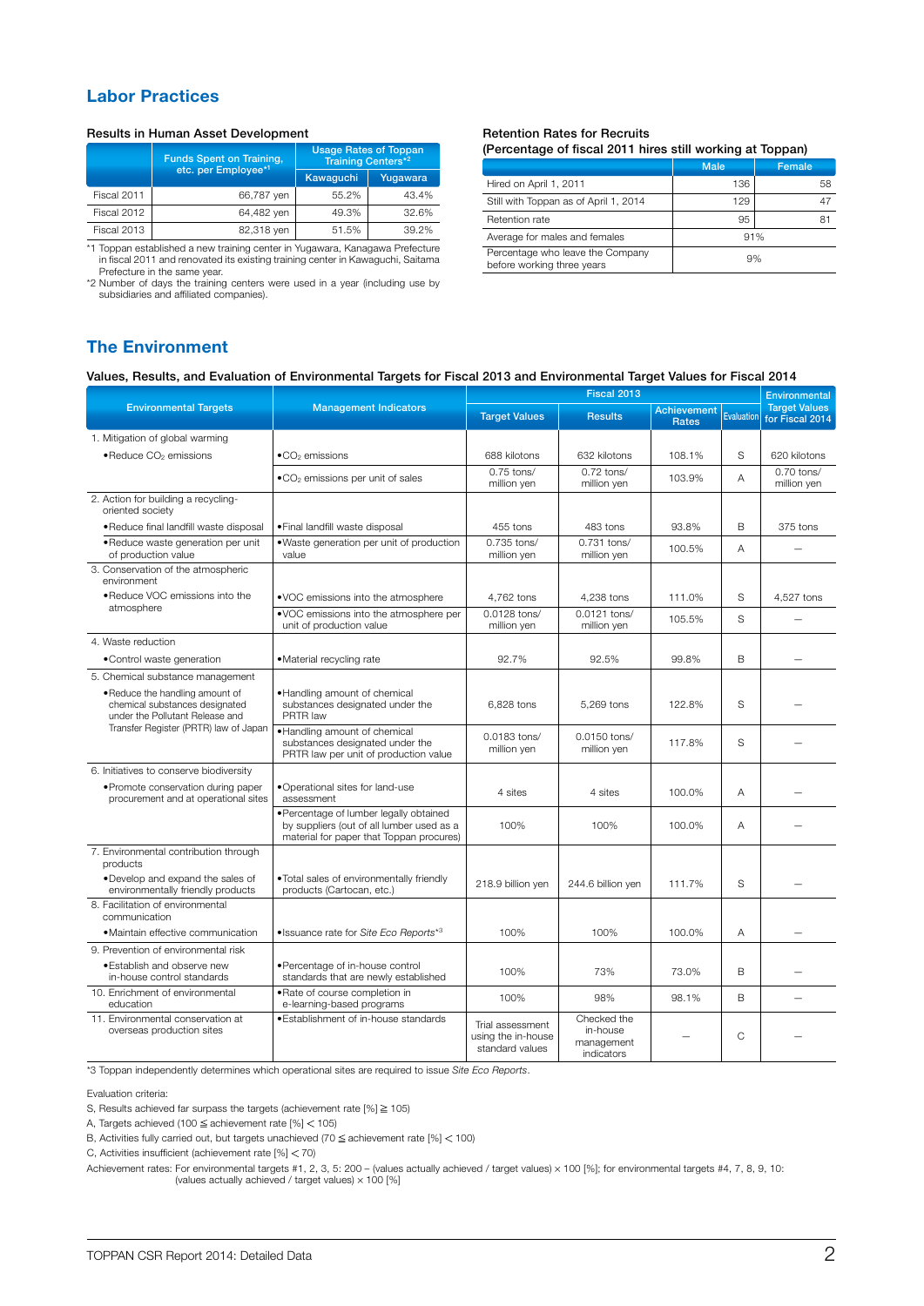## Labor Practices

### Results in Human Asset Development

| | Funds Spent on Training, etc. per Employee[*1] | Usage Rates of Toppan Training Centers[*2] | |
|---|---|---|---|
| | | Kawaguchi | Yugawara |
| Fiscal 2011 | 66,787 yen | 55.2% | 43.4% |
| Fiscal 2012 | 64,482 yen | 49.3% | 32.6% |
| Fiscal 2013 | 82,318 yen | 51.5% | 39.2% |

*1 Toppan established a new training center in Yugawara, Kanagawa Prefecture in fiscal 2011 and renovated its existing training center in Kawaguchi, Saitama Prefecture in the same year.
*2 Number of days the training centers were used in a year (including use by subsidiaries and affiliated companies).

### Retention Rates for Recruits
(Percentage of fiscal 2011 hires still working at Toppan)

| | Male | Female |
|---|---|---|
| Hired on April 1, 2011 | 136 | 58 |
| Still with Toppan as of April 1, 2014 | 129 | 47 |
| Retention rate | 95 | 81 |
| Average for males and females | 91% | |
| Percentage who leave the Company before working three years | 9% | |

## The Environment

### Values, Results, and Evaluation of Environmental Targets for Fiscal 2013 and Environmental Target Values for Fiscal 2014

| Environmental Targets | Management Indicators | Fiscal 2013 | | | | Environmental Target Values for Fiscal 2014 |
|---|---|---|---|---|---|---|
| | | Target Values | Results | Achievement Rates | Evaluation | |
| 1. Mitigation of global warming | | | | | | |
| •Reduce $CO_2$ emissions | •$CO_2$ emissions | 688 kilotons | 632 kilotons | 108.1% | S | 620 kilotons |
| | •$CO_2$ emissions per unit of sales | 0.75 tons/ million yen | 0.72 tons/ million yen | 103.9% | A | 0.70 tons/ million yen |
| 2. Action for building a recycling-oriented society | | | | | | |
| •Reduce final landfill waste disposal | •Final landfill waste disposal | 455 tons | 483 tons | 93.8% | B | 375 tons |
| •Reduce waste generation per unit of production value | •Waste generation per unit of production value | 0.735 tons/ million yen | 0.731 tons/ million yen | 100.5% | A | – |
| 3. Conservation of the atmospheric environment | | | | | | |
| •Reduce VOC emissions into the atmosphere | •VOC emissions into the atmosphere | 4,762 tons | 4,238 tons | 111.0% | S | 4,527 tons |
| | •VOC emissions into the atmosphere per unit of production value | 0.0128 tons/ million yen | 0.0121 tons/ million yen | 105.5% | S | – |
| 4. Waste reduction | | | | | | |
| •Control waste generation | •Material recycling rate | 92.7% | 92.5% | 99.8% | B | – |
| 5. Chemical substance management | | | | | | |
| •Reduce the handling amount of chemical substances designated under the Pollutant Release and Transfer Register (PRTR) law of Japan | •Handling amount of chemical substances designated under the PRTR law | 6,828 tons | 5,269 tons | 122.8% | S | – |
| | •Handling amount of chemical substances designated under the PRTR law per unit of production value | 0.0183 tons/ million yen | 0.0150 tons/ million yen | 117.8% | S | – |
| 6. Initiatives to conserve biodiversity | | | | | | |
| •Promote conservation during paper procurement and at operational sites | •Operational sites for land-use assessment | 4 sites | 4 sites | 100.0% | A | – |
| | •Percentage of lumber legally obtained by suppliers (out of all lumber used as a material for paper that Toppan procures) | 100% | 100% | 100.0% | A | – |
| 7. Environmental contribution through products | | | | | | |
| •Develop and expand the sales of environmentally friendly products | •Total sales of environmentally friendly products (Cartocan, etc.) | 218.9 billion yen | 244.6 billion yen | 111.7% | S | – |
| 8. Facilitation of environmental communication | | | | | | |
| •Maintain effective communication | •Issuance rate for *Site Eco Reports*[*3] | 100% | 100% | 100.0% | A | – |
| 9. Prevention of environmental risk | | | | | | |
| •Establish and observe new in-house control standards | •Percentage of in-house control standards that are newly established | 100% | 73% | 73.0% | B | – |
| 10. Enrichment of environmental education | •Rate of course completion in e-learning-based programs | 100% | 98% | 98.1% | B | – |
| 11. Environmental conservation at overseas production sites | •Establishment of in-house standards | Trial assessment using the in-house standard values | Checked the in-house management indicators | – | C | – |

*3 Toppan independently determines which operational sites are required to issue *Site Eco Reports*.

Evaluation criteria:

S, Results achieved far surpass the targets (achievement rate [%] ≧ 105)

A, Targets achieved (100 ≦ achievement rate [%] < 105)

B, Activities fully carried out, but targets unachieved (70 ≦ achievement rate [%] < 100)

C, Activities insufficient (achievement rate [%] < 70)

Achievement rates: For environmental targets #1, 2, 3, 5: 200 – (values actually achieved / target values) × 100 [%]; for environmental targets #4, 7, 8, 9, 10: (values actually achieved / target values) × 100 [%]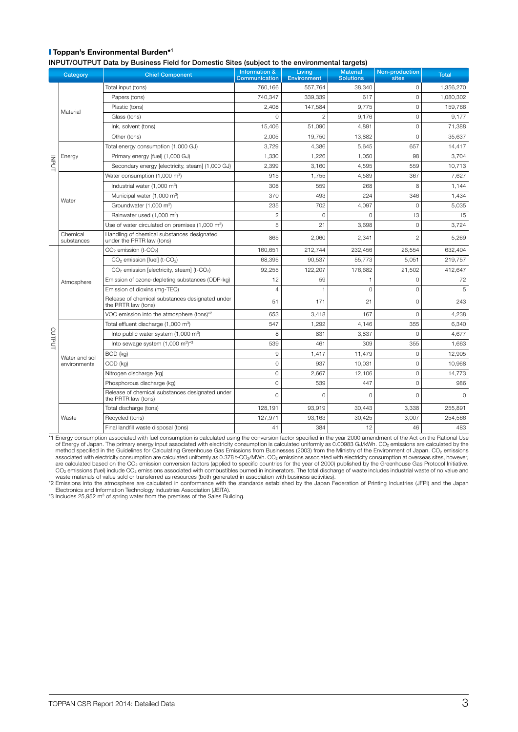## Toppan's Environmental Burden*1

**INPUT/OUTPUT Data by Business Field for Domestic Sites (subject to the environmental targets)**

| | Category | Chief Component | Information & Communication | Living Environment | Material Solutions | Non-production sites | Total |
|---|---|---|---|---|---|---|---|
| INPUT | Material | Total input (tons) | 760,166 | 557,764 | 38,340 | 0 | 1,356,270 |
| | | Papers (tons) | 740,347 | 339,339 | 617 | 0 | 1,080,302 |
| | | Plastic (tons) | 2,408 | 147,584 | 9,775 | 0 | 159,766 |
| | | Glass (tons) | 0 | 2 | 9,176 | 0 | 9,177 |
| | | Ink, solvent (tons) | 15,406 | 51,090 | 4,891 | 0 | 71,388 |
| | | Other (tons) | 2,005 | 19,750 | 13,882 | 0 | 35,637 |
| | Energy | Total energy consumption (1,000 GJ) | 3,729 | 4,386 | 5,645 | 657 | 14,417 |
| | | Primary energy [fuel] (1,000 GJ) | 1,330 | 1,226 | 1,050 | 98 | 3,704 |
| | | Secondary energy [electricity, steam] (1,000 GJ) | 2,399 | 3,160 | 4,595 | 559 | 10,713 |
| | Water | Water consumption (1,000 $m^3$) | 915 | 1,755 | 4,589 | 367 | 7,627 |
| | | Industrial water (1,000 $m^3$) | 308 | 559 | 268 | 8 | 1,144 |
| | | Municipal water (1,000 $m^3$) | 370 | 493 | 224 | 346 | 1,434 |
| | | Groundwater (1,000 $m^3$) | 235 | 702 | 4,097 | 0 | 5,035 |
| | | Rainwater used (1,000 $m^3$) | 2 | 0 | 0 | 13 | 15 |
| | | Use of water circulated on premises (1,000 $m^3$) | 5 | 21 | 3,698 | 0 | 3,724 |
| | Chemical substances | Handling of chemical substances designated under the PRTR law (tons) | 865 | 2,060 | 2,341 | 2 | 5,269 |
| OUTPUT | Atmosphere | $CO_2$ emission (t-$CO_2$) | 160,651 | 212,744 | 232,456 | 26,554 | 632,404 |
| | | $CO_2$ emission [fuel] (t-$CO_2$) | 68,395 | 90,537 | 55,773 | 5,051 | 219,757 |
| | | $CO_2$ emission [electricity, steam] (t-$CO_2$) | 92,255 | 122,207 | 176,682 | 21,502 | 412,647 |
| | | Emission of ozone-depleting substances (ODP-kg) | 12 | 59 | 1 | 0 | 72 |
| | | Emission of dioxins (mg-TEQ) | 4 | 1 | 0 | 0 | 5 |
| | | Release of chemical substances designated under the PRTR law (tons) | 51 | 171 | 21 | 0 | 243 |
| | | VOC emission into the atmosphere (tons)*2 | 653 | 3,418 | 167 | 0 | 4,238 |
| | Water and soil environments | Total effluent discharge (1,000 $m^3$) | 547 | 1,292 | 4,146 | 355 | 6,340 |
| | | Into public water system (1,000 $m^3$) | 8 | 831 | 3,837 | 0 | 4,677 |
| | | Into sewage system (1,000 $m^3$)*3 | 539 | 461 | 309 | 355 | 1,663 |
| | | BOD (kg) | 9 | 1,417 | 11,479 | 0 | 12,905 |
| | | COD (kg) | 0 | 937 | 10,031 | 0 | 10,968 |
| | | Nitrogen discharge (kg) | 0 | 2,667 | 12,106 | 0 | 14,773 |
| | | Phosphorous discharge (kg) | 0 | 539 | 447 | 0 | 986 |
| | | Release of chemical substances designated under the PRTR law (tons) | 0 | 0 | 0 | 0 | 0 |
| | Waste | Total discharge (tons) | 128,191 | 93,919 | 30,443 | 3,338 | 255,891 |
| | | Recycled (tons) | 127,971 | 93,163 | 30,425 | 3,007 | 254,566 |
| | | Final landfill waste disposal (tons) | 41 | 384 | 12 | 46 | 483 |

*1 Energy consumption associated with fuel consumption is calculated using the conversion factor specified in the year 2000 amendment of the Act on the Rational Use of Energy of Japan. The primary energy input associated with electricity consumption is calculated uniformly as 0.00983 GJ/kWh. $CO_2$ emissions are calculated by the method specified in the Guidelines for Calculating Greenhouse Gas Emissions from Businesses (2003) from the Ministry of the Environment of Japan. $CO_2$ emissions associated with electricity consumption are calculated uniformly as 0.378 t-$CO_2$/MWh. $CO_2$ emissions associated with electricity consumption at overseas sites, however, are calculated based on the $CO_2$ emission conversion factors (applied to specific countries for the year of 2000) published by the Greenhouse Gas Protocol Initiative. $CO_2$ emissions (fuel) include $CO_2$ emissions associated with combustibles burned in incinerators. The total discharge of waste includes industrial waste of no value and waste materials of value sold or transferred as resources (both generated in association with business activities).

*2 Emissions into the atmosphere are calculated in conformance with the standards established by the Japan Federation of Printing Industries (JFPI) and the Japan Electronics and Information Technology Industries Association (JEITA).

*3 Includes 25,952 $m^3$ of spring water from the premises of the Sales Building.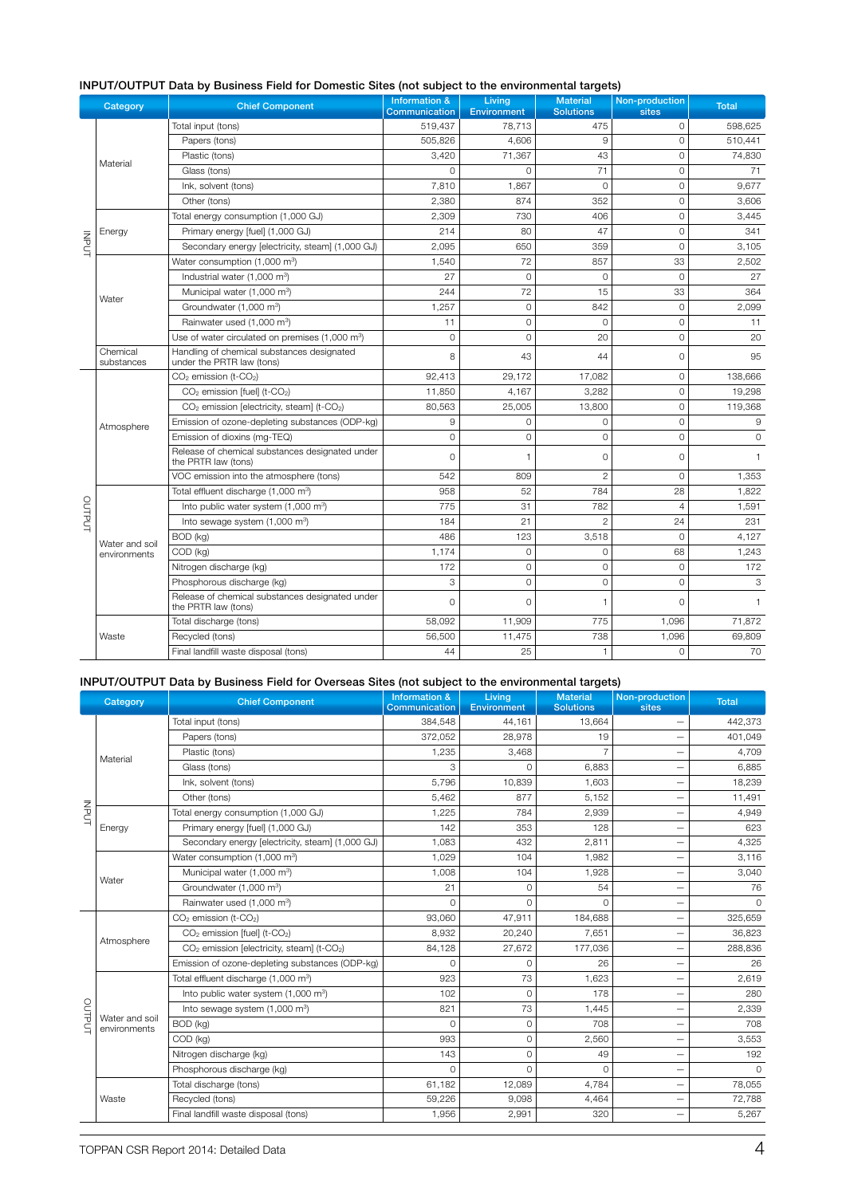## INPUT/OUTPUT Data by Business Field for Domestic Sites (not subject to the environmental targets)

| | Category | Chief Component | Information & Communication | Living Environment | Material Solutions | Non-production sites | Total |
|---|---|---|---|---|---|---|---|
| INPUT | Material | Total input (tons) | 519,437 | 78,713 | 475 | 0 | 598,625 |
| | | Papers (tons) | 505,826 | 4,606 | 9 | 0 | 510,441 |
| | | Plastic (tons) | 3,420 | 71,367 | 43 | 0 | 74,830 |
| | | Glass (tons) | 0 | 0 | 71 | 0 | 71 |
| | | Ink, solvent (tons) | 7,810 | 1,867 | 0 | 0 | 9,677 |
| | | Other (tons) | 2,380 | 874 | 352 | 0 | 3,606 |
| | Energy | Total energy consumption (1,000 GJ) | 2,309 | 730 | 406 | 0 | 3,445 |
| | | Primary energy [fuel] (1,000 GJ) | 214 | 80 | 47 | 0 | 341 |
| | | Secondary energy [electricity, steam] (1,000 GJ) | 2,095 | 650 | 359 | 0 | 3,105 |
| | Water | Water consumption (1,000 $m^3$) | 1,540 | 72 | 857 | 33 | 2,502 |
| | | Industrial water (1,000 $m^3$) | 27 | 0 | 0 | 0 | 27 |
| | | Municipal water (1,000 $m^3$) | 244 | 72 | 15 | 33 | 364 |
| | | Groundwater (1,000 $m^3$) | 1,257 | 0 | 842 | 0 | 2,099 |
| | | Rainwater used (1,000 $m^3$) | 11 | 0 | 0 | 0 | 11 |
| | | Use of water circulated on premises (1,000 $m^3$) | 0 | 0 | 20 | 0 | 20 |
| | Chemical substances | Handling of chemical substances designated under the PRTR law (tons) | 8 | 43 | 44 | 0 | 95 |
| OUTPUT | Atmosphere | $CO_2$ emission (t-$CO_2$) | 92,413 | 29,172 | 17,082 | 0 | 138,666 |
| | | $CO_2$ emission [fuel] (t-$CO_2$) | 11,850 | 4,167 | 3,282 | 0 | 19,298 |
| | | $CO_2$ emission [electricity, steam] (t-$CO_2$) | 80,563 | 25,005 | 13,800 | 0 | 119,368 |
| | | Emission of ozone-depleting substances (ODP-kg) | 9 | 0 | 0 | 0 | 9 |
| | | Emission of dioxins (mg-TEQ) | 0 | 0 | 0 | 0 | 0 |
| | | Release of chemical substances designated under the PRTR law (tons) | 0 | 1 | 0 | 0 | 1 |
| | | VOC emission into the atmosphere (tons) | 542 | 809 | 2 | 0 | 1,353 |
| | Water and soil environments | Total effluent discharge (1,000 $m^3$) | 958 | 52 | 784 | 28 | 1,822 |
| | | Into public water system (1,000 $m^3$) | 775 | 31 | 782 | 4 | 1,591 |
| | | Into sewage system (1,000 $m^3$) | 184 | 21 | 2 | 24 | 231 |
| | | BOD (kg) | 486 | 123 | 3,518 | 0 | 4,127 |
| | | COD (kg) | 1,174 | 0 | 0 | 68 | 1,243 |
| | | Nitrogen discharge (kg) | 172 | 0 | 0 | 0 | 172 |
| | | Phosphorous discharge (kg) | 3 | 0 | 0 | 0 | 3 |
| | | Release of chemical substances designated under the PRTR law (tons) | 0 | 0 | 1 | 0 | 1 |
| | Waste | Total discharge (tons) | 58,092 | 11,909 | 775 | 1,096 | 71,872 |
| | | Recycled (tons) | 56,500 | 11,475 | 738 | 1,096 | 69,809 |
| | | Final landfill waste disposal (tons) | 44 | 25 | 1 | 0 | 70 |

## INPUT/OUTPUT Data by Business Field for Overseas Sites (not subject to the environmental targets)

| | Category | Chief Component | Information & Communication | Living Environment | Material Solutions | Non-production sites | Total |
|---|---|---|---|---|---|---|---|
| INPUT | Material | Total input (tons) | 384,548 | 44,161 | 13,664 | — | 442,373 |
| | | Papers (tons) | 372,052 | 28,978 | 19 | — | 401,049 |
| | | Plastic (tons) | 1,235 | 3,468 | 7 | — | 4,709 |
| | | Glass (tons) | 3 | 0 | 6,883 | — | 6,885 |
| | | Ink, solvent (tons) | 5,796 | 10,839 | 1,603 | — | 18,239 |
| | | Other (tons) | 5,462 | 877 | 5,152 | — | 11,491 |
| | Energy | Total energy consumption (1,000 GJ) | 1,225 | 784 | 2,939 | — | 4,949 |
| | | Primary energy [fuel] (1,000 GJ) | 142 | 353 | 128 | — | 623 |
| | | Secondary energy [electricity, steam] (1,000 GJ) | 1,083 | 432 | 2,811 | — | 4,325 |
| | Water | Water consumption (1,000 $m^3$) | 1,029 | 104 | 1,982 | — | 3,116 |
| | | Municipal water (1,000 $m^3$) | 1,008 | 104 | 1,928 | — | 3,040 |
| | | Groundwater (1,000 $m^3$) | 21 | 0 | 54 | — | 76 |
| | | Rainwater used (1,000 $m^3$) | 0 | 0 | 0 | — | 0 |
| OUTPUT | Atmosphere | $CO_2$ emission (t-$CO_2$) | 93,060 | 47,911 | 184,688 | — | 325,659 |
| | | $CO_2$ emission [fuel] (t-$CO_2$) | 8,932 | 20,240 | 7,651 | — | 36,823 |
| | | $CO_2$ emission [electricity, steam] (t-$CO_2$) | 84,128 | 27,672 | 177,036 | — | 288,836 |
| | | Emission of ozone-depleting substances (ODP-kg) | 0 | 0 | 26 | — | 26 |
| | Water and soil environments | Total effluent discharge (1,000 $m^3$) | 923 | 73 | 1,623 | — | 2,619 |
| | | Into public water system (1,000 $m^3$) | 102 | 0 | 178 | — | 280 |
| | | Into sewage system (1,000 $m^3$) | 821 | 73 | 1,445 | — | 2,339 |
| | | BOD (kg) | 0 | 0 | 708 | — | 708 |
| | | COD (kg) | 993 | 0 | 2,560 | — | 3,553 |
| | | Nitrogen discharge (kg) | 143 | 0 | 49 | — | 192 |
| | | Phosphorous discharge (kg) | 0 | 0 | 0 | — | 0 |
| | Waste | Total discharge (tons) | 61,182 | 12,089 | 4,784 | — | 78,055 |
| | | Recycled (tons) | 59,226 | 9,098 | 4,464 | — | 72,788 |
| | | Final landfill waste disposal (tons) | 1,956 | 2,991 | 320 | — | 5,267 |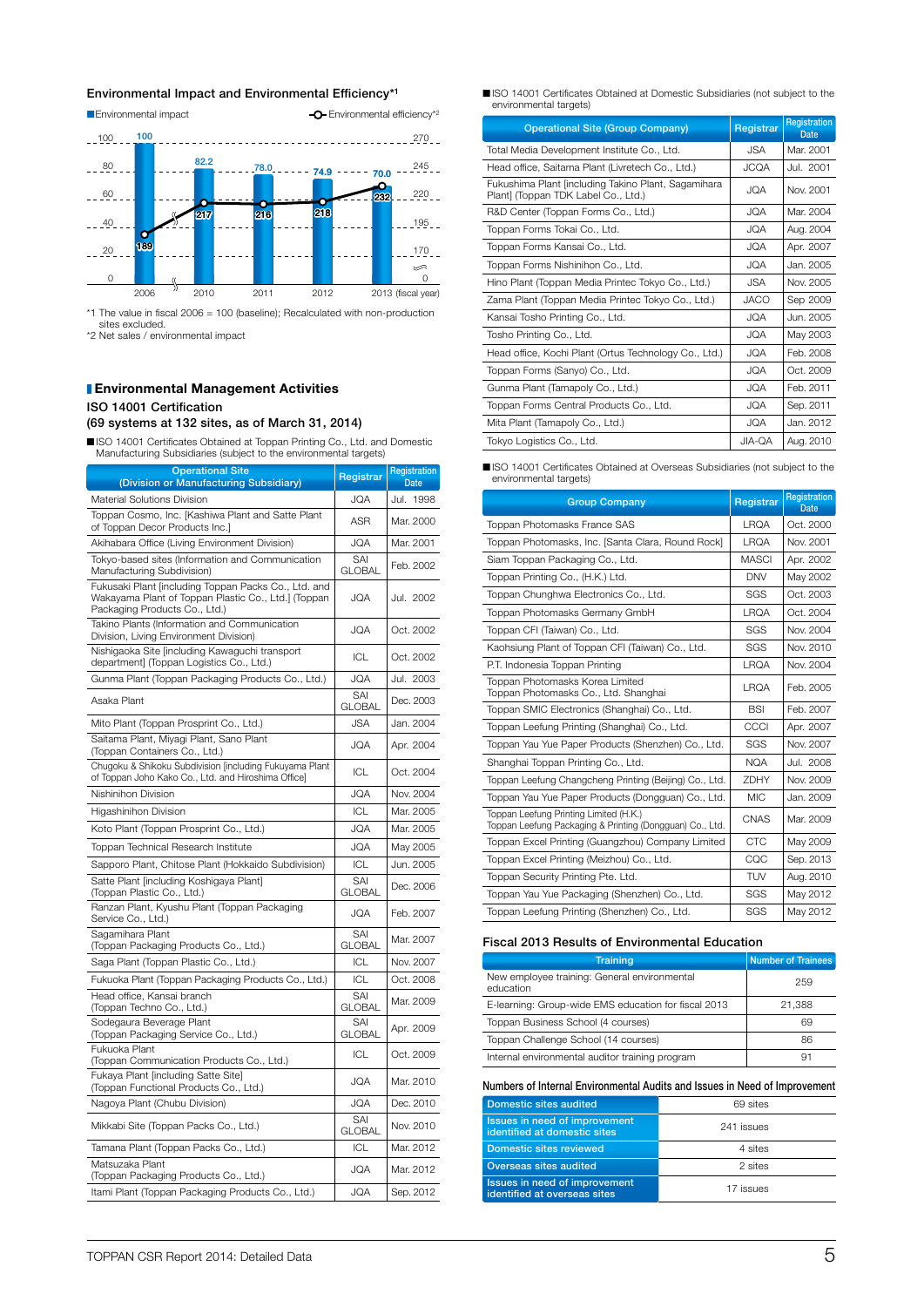## Environmental Impact and Environmental Efficiency[*1]

■Environmental impact　　-○- Environmental efficiency[*2]

| Fiscal year | 2006 | 2010 | 2011 | 2012 | 2013 |
|---|---|---|---|---|---|
| Environmental impact | 100 | 82.2 | 78.0 | 74.9 | 70.0 |
| Environmental efficiency | 189 | 217 | 216 | 218 | 232 |

*1 The value in fiscal 2006 = 100 (baseline); Recalculated with non-production sites excluded.
*2 Net sales / environmental impact

## Environmental Management Activities

### ISO 14001 Certification
### (69 systems at 132 sites, as of March 31, 2014)

■ISO 14001 Certificates Obtained at Toppan Printing Co., Ltd. and Domestic Manufacturing Subsidiaries (subject to the environmental targets)

| Operational Site (Division or Manufacturing Subsidiary) | Registrar | Registration Date |
|---|---|---|
| Material Solutions Division | JQA | Jul. 1998 |
| Toppan Cosmo, Inc. [Kashiwa Plant and Satte Plant of Toppan Decor Products Inc.] | ASR | Mar. 2000 |
| Akihabara Office (Living Environment Division) | JQA | Mar. 2001 |
| Tokyo-based sites (Information and Communication Manufacturing Subdivision) | SAI GLOBAL | Feb. 2002 |
| Fukusaki Plant [including Toppan Packs Co., Ltd. and Wakayama Plant of Toppan Plastic Co., Ltd.] (Toppan Packaging Products Co., Ltd.) | JQA | Jul. 2002 |
| Takino Plants (Information and Communication Division, Living Environment Division) | JQA | Oct. 2002 |
| Nishigaoka Site [including Kawaguchi transport department] (Toppan Logistics Co., Ltd.) | ICL | Oct. 2002 |
| Gunma Plant (Toppan Packaging Products Co., Ltd.) | JQA | Jul. 2003 |
| Asaka Plant | SAI GLOBAL | Dec. 2003 |
| Mito Plant (Toppan Prosprint Co., Ltd.) | JSA | Jan. 2004 |
| Saitama Plant, Miyagi Plant, Sano Plant (Toppan Containers Co., Ltd.) | JQA | Apr. 2004 |
| Chugoku & Shikoku Subdivision [including Fukuyama Plant of Toppan Joho Kako Co., Ltd. and Hiroshima Office] | ICL | Oct. 2004 |
| Nishinihon Division | JQA | Nov. 2004 |
| Higashinihon Division | ICL | Mar. 2005 |
| Koto Plant (Toppan Prosprint Co., Ltd.) | JQA | Mar. 2005 |
| Toppan Technical Research Institute | JQA | May 2005 |
| Sapporo Plant, Chitose Plant (Hokkaido Subdivision) | ICL | Jun. 2005 |
| Satte Plant [including Koshigaya Plant] (Toppan Plastic Co., Ltd.) | SAI GLOBAL | Dec. 2006 |
| Ranzan Plant, Kyushu Plant (Toppan Packaging Service Co., Ltd.) | JQA | Feb. 2007 |
| Sagamihara Plant (Toppan Packaging Products Co., Ltd.) | SAI GLOBAL | Mar. 2007 |
| Saga Plant (Toppan Plastic Co., Ltd.) | ICL | Nov. 2007 |
| Fukuoka Plant (Toppan Packaging Products Co., Ltd.) | ICL | Oct. 2008 |
| Head office, Kansai branch (Toppan Techno Co., Ltd.) | SAI GLOBAL | Mar. 2009 |
| Sodegaura Beverage Plant (Toppan Packaging Service Co., Ltd.) | SAI GLOBAL | Apr. 2009 |
| Fukuoka Plant (Toppan Communication Products Co., Ltd.) | ICL | Oct. 2009 |
| Fukaya Plant [including Satte Site] (Toppan Functional Products Co., Ltd.) | JQA | Mar. 2010 |
| Nagoya Plant (Chubu Division) | JQA | Dec. 2010 |
| Mikkabi Site (Toppan Packs Co., Ltd.) | SAI GLOBAL | Nov. 2010 |
| Tamana Plant (Toppan Packs Co., Ltd.) | ICL | Mar. 2012 |
| Matsuzaka Plant (Toppan Packaging Products Co., Ltd.) | JQA | Mar. 2012 |
| Itami Plant (Toppan Packaging Products Co., Ltd.) | JQA | Sep. 2012 |

■ISO 14001 Certificates Obtained at Domestic Subsidiaries (not subject to the environmental targets)

| Operational Site (Group Company) | Registrar | Registration Date |
|---|---|---|
| Total Media Development Institute Co., Ltd. | JSA | Mar. 2001 |
| Head office, Saitama Plant (Livretech Co., Ltd.) | JCQA | Jul. 2001 |
| Fukushima Plant [including Takino Plant, Sagamihara Plant] (Toppan TDK Label Co., Ltd.) | JQA | Nov. 2001 |
| R&D Center (Toppan Forms Co., Ltd.) | JQA | Mar. 2004 |
| Toppan Forms Tokai Co., Ltd. | JQA | Aug. 2004 |
| Toppan Forms Kansai Co., Ltd. | JQA | Apr. 2007 |
| Toppan Forms Nishinihon Co., Ltd. | JQA | Jan. 2005 |
| Hino Plant (Toppan Media Printec Tokyo Co., Ltd.) | JSA | Nov. 2005 |
| Zama Plant (Toppan Media Printec Tokyo Co., Ltd.) | JACO | Sep 2009 |
| Kansai Tosho Printing Co., Ltd. | JQA | Jun. 2005 |
| Tosho Printing Co., Ltd. | JQA | May 2003 |
| Head office, Kochi Plant (Ortus Technology Co., Ltd.) | JQA | Feb. 2008 |
| Toppan Forms (Sanyo) Co., Ltd. | JQA | Oct. 2009 |
| Gunma Plant (Tamapoly Co., Ltd.) | JQA | Feb. 2011 |
| Toppan Forms Central Products Co., Ltd. | JQA | Sep. 2011 |
| Mita Plant (Tamapoly Co., Ltd.) | JQA | Jan. 2012 |
| Tokyo Logistics Co., Ltd. | JIA-QA | Aug. 2010 |

■ISO 14001 Certificates Obtained at Overseas Subsidiaries (not subject to the environmental targets)

| Group Company | Registrar | Registration Date |
|---|---|---|
| Toppan Photomasks France SAS | LRQA | Oct. 2000 |
| Toppan Photomasks, Inc. [Santa Clara, Round Rock] | LRQA | Nov. 2001 |
| Siam Toppan Packaging Co., Ltd. | MASCI | Apr. 2002 |
| Toppan Printing Co., (H.K.) Ltd. | DNV | May 2002 |
| Toppan Chunghwa Electronics Co., Ltd. | SGS | Oct. 2003 |
| Toppan Photomasks Germany GmbH | LRQA | Oct. 2004 |
| Toppan CFI (Taiwan) Co., Ltd. | SGS | Nov. 2004 |
| Kaohsiung Plant of Toppan CFI (Taiwan) Co., Ltd. | SGS | Nov. 2010 |
| P.T. Indonesia Toppan Printing | LRQA | Nov. 2004 |
| Toppan Photomasks Korea Limited<br>Toppan Photomasks Co., Ltd. Shanghai | LRQA | Feb. 2005 |
| Toppan SMIC Electronics (Shanghai) Co., Ltd. | BSI | Feb. 2007 |
| Toppan Leefung Printing (Shanghai) Co., Ltd. | CCCI | Apr. 2007 |
| Toppan Yau Yue Paper Products (Shenzhen) Co., Ltd. | SGS | Nov. 2007 |
| Shanghai Toppan Printing Co., Ltd. | NQA | Jul. 2008 |
| Toppan Leefung Changcheng Printing (Beijing) Co., Ltd. | ZDHY | Nov. 2009 |
| Toppan Yau Yue Paper Products (Dongguan) Co., Ltd. | MIC | Jan. 2009 |
| Toppan Leefung Printing Limited (H.K.)<br>Toppan Leefung Packaging & Printing (Dongguan) Co., Ltd. | CNAS | Mar. 2009 |
| Toppan Excel Printing (Guangzhou) Company Limited | CTC | May 2009 |
| Toppan Excel Printing (Meizhou) Co., Ltd. | CQC | Sep. 2013 |
| Toppan Security Printing Pte. Ltd. | TUV | Aug. 2010 |
| Toppan Yau Yue Packaging (Shenzhen) Co., Ltd. | SGS | May 2012 |
| Toppan Leefung Printing (Shenzhen) Co., Ltd. | SGS | May 2012 |

### Fiscal 2013 Results of Environmental Education

| Training | Number of Trainees |
|---|---|
| New employee training: General environmental education | 259 |
| E-learning: Group-wide EMS education for fiscal 2013 | 21,388 |
| Toppan Business School (4 courses) | 69 |
| Toppan Challenge School (14 courses) | 86 |
| Internal environmental auditor training program | 91 |

### Numbers of Internal Environmental Audits and Issues in Need of Improvement

| Item | Number |
|---|---|
| Domestic sites audited | 69 sites |
| Issues in need of improvement identified at domestic sites | 241 issues |
| Domestic sites reviewed | 4 sites |
| Overseas sites audited | 2 sites |
| Issues in need of improvement identified at overseas sites | 17 issues |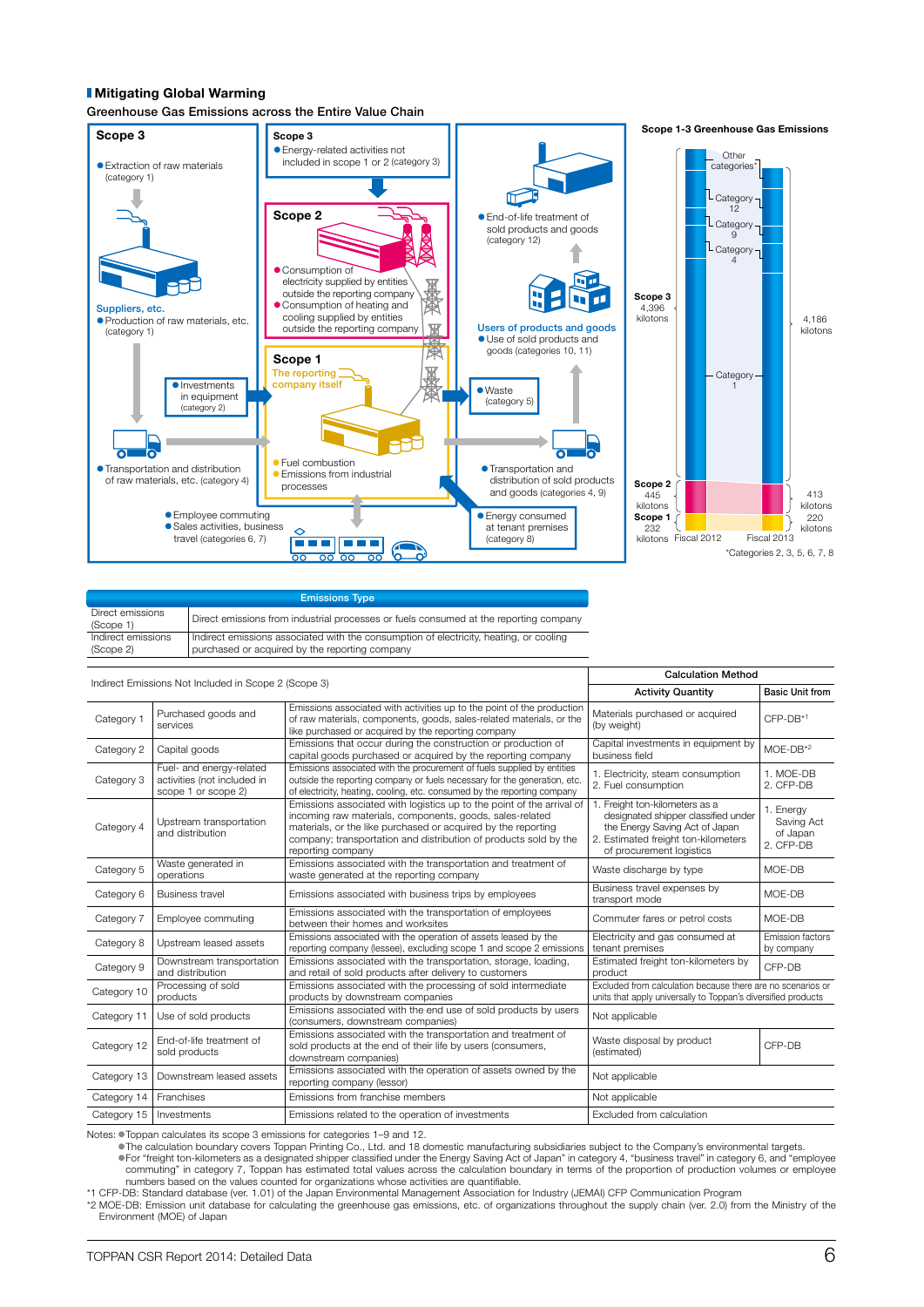## Mitigating Global Warming

### Greenhouse Gas Emissions across the Entire Value Chain

**Scope 3**

- Extraction of raw materials (category 1)

Suppliers, etc.
- Production of raw materials, etc. (category 1)

- Investments in equipment (category 2)

- Transportation and distribution of raw materials, etc. (category 4)

**Scope 3**
- Energy-related activities not included in scope 1 or 2 (category 3)

**Scope 2**
- Consumption of electricity supplied by entities outside the reporting company
- Consumption of heating and cooling supplied by entities outside the reporting company

**Scope 1**
The reporting company itself
- Fuel combustion
- Emissions from industrial processes

- Employee commuting
- Sales activities, business travel (categories 6, 7)

- End-of-life treatment of sold products and goods (category 12)

Users of products and goods
- Use of sold products and goods (categories 10, 11)

- Waste (category 5)

- Transportation and distribution of sold products and goods (categories 4, 9)

- Energy consumed at tenant premises (category 8)

**Scope 1-3 Greenhouse Gas Emissions**

| | Fiscal 2012 | Fiscal 2013 |
|---|---|---|
| Scope 3 (Category 1, Category 4, Category 9, Category 12, Other categories*) | 4,396 kilotons | 4,186 kilotons |
| Scope 2 | 445 kilotons | 413 kilotons |
| Scope 1 | 232 kilotons | 220 kilotons |

*Categories 2, 3, 5, 6, 7, 8

| Emissions Type | |
|---|---|
| Direct emissions (Scope 1) | Direct emissions from industrial processes or fuels consumed at the reporting company |
| Indirect emissions (Scope 2) | Indirect emissions associated with the consumption of electricity, heating, or cooling purchased or acquired by the reporting company |

| Indirect Emissions Not Included in Scope 2 (Scope 3) | | | Calculation Method | |
|---|---|---|---|---|
| | | | Activity Quantity | Basic Unit from |
| Category 1 | Purchased goods and services | Emissions associated with activities up to the point of the production of raw materials, components, goods, sales-related materials, or the like purchased or acquired by the reporting company | Materials purchased or acquired (by weight) | CFP-DB*1 |
| Category 2 | Capital goods | Emissions that occur during the construction or production of capital goods purchased or acquired by the reporting company | Capital investments in equipment by business field | MOE-DB*2 |
| Category 3 | Fuel- and energy-related activities (not included in scope 1 or scope 2) | Emissions associated with the procurement of fuels supplied by entities outside the reporting company or fuels necessary for the generation, etc. of electricity, heating, cooling, etc. consumed by the reporting company | 1. Electricity, steam consumption 2. Fuel consumption | 1. MOE-DB 2. CFP-DB |
| Category 4 | Upstream transportation and distribution | Emissions associated with logistics up to the point of the arrival of incoming raw materials, components, goods, sales-related materials, or the like purchased or acquired by the reporting company; transportation and distribution of products sold by the reporting company | 1. Freight ton-kilometers as a designated shipper classified under the Energy Saving Act of Japan 2. Estimated freight ton-kilometers of procurement logistics | 1. Energy Saving Act of Japan 2. CFP-DB |
| Category 5 | Waste generated in operations | Emissions associated with the transportation and treatment of waste generated at the reporting company | Waste discharge by type | MOE-DB |
| Category 6 | Business travel | Emissions associated with business trips by employees | Business travel expenses by transport mode | MOE-DB |
| Category 7 | Employee commuting | Emissions associated with the transportation of employees between their homes and worksites | Commuter fares or petrol costs | MOE-DB |
| Category 8 | Upstream leased assets | Emissions associated with the operation of assets leased by the reporting company (lessee), excluding scope 1 and scope 2 emissions | Electricity and gas consumed at tenant premises | Emission factors by company |
| Category 9 | Downstream transportation and distribution | Emissions associated with the transportation, storage, loading, and retail of sold products after delivery to customers | Estimated freight ton-kilometers by product | CFP-DB |
| Category 10 | Processing of sold products | Emissions associated with the processing of sold intermediate products by downstream companies | Excluded from calculation because there are no scenarios or units that apply universally to Toppan's diversified products | |
| Category 11 | Use of sold products | Emissions associated with the end use of sold products by users (consumers, downstream companies) | Not applicable | |
| Category 12 | End-of-life treatment of sold products | Emissions associated with the transportation and treatment of sold products at the end of their life by users (consumers, downstream companies) | Waste disposal by product (estimated) | CFP-DB |
| Category 13 | Downstream leased assets | Emissions associated with the operation of assets owned by the reporting company (lessor) | Not applicable | |
| Category 14 | Franchises | Emissions from franchise members | Not applicable | |
| Category 15 | Investments | Emissions related to the operation of investments | Excluded from calculation | |

Notes:
- Toppan calculates its scope 3 emissions for categories 1–9 and 12.
- The calculation boundary covers Toppan Printing Co., Ltd. and 18 domestic manufacturing subsidiaries subject to the Company's environmental targets.
- For "freight ton-kilometers as a designated shipper classified under the Energy Saving Act of Japan" in category 4, "business travel" in category 6, and "employee commuting" in category 7, Toppan has estimated total values across the calculation boundary in terms of the proportion of production volumes or employee numbers based on the values counted for organizations whose activities are quantifiable.

*1 CFP-DB: Standard database (ver. 1.01) of the Japan Environmental Management Association for Industry (JEMAI) CFP Communication Program

*2 MOE-DB: Emission unit database for calculating the greenhouse gas emissions, etc. of organizations throughout the supply chain (ver. 2.0) from the Ministry of the Environment (MOE) of Japan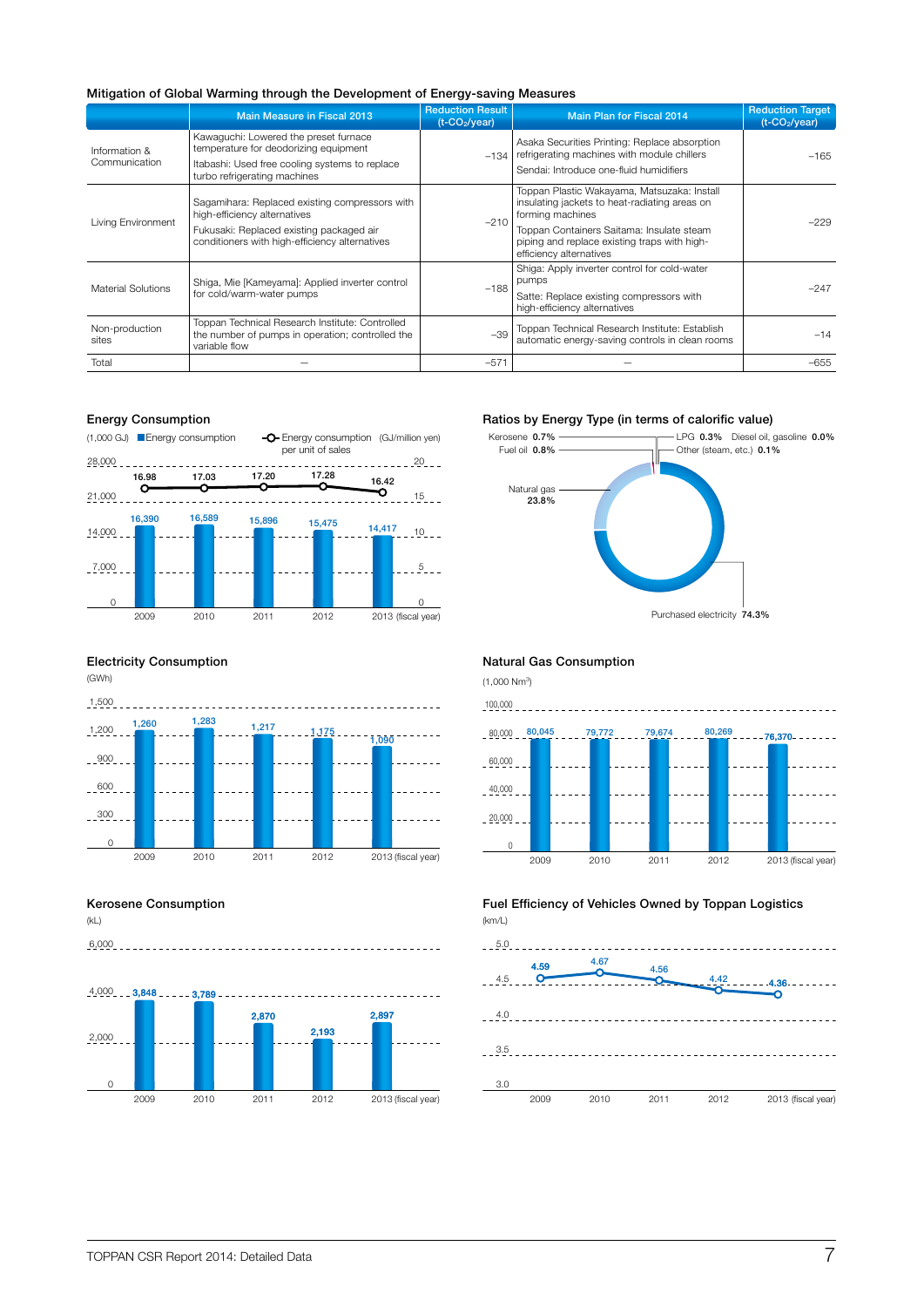### Mitigation of Global Warming through the Development of Energy-saving Measures

| | Main Measure in Fiscal 2013 | Reduction Result ($t\text{-}CO_2$/year) | Main Plan for Fiscal 2014 | Reduction Target ($t\text{-}CO_2$/year) |
|---|---|---|---|---|
| Information & Communication | Kawaguchi: Lowered the preset furnace temperature for deodorizing equipment<br>Itabashi: Used free cooling systems to replace turbo refrigerating machines | −134 | Asaka Securities Printing: Replace absorption refrigerating machines with module chillers<br>Sendai: Introduce one-fluid humidifiers | −165 |
| Living Environment | Sagamihara: Replaced existing compressors with high-efficiency alternatives<br>Fukusaki: Replaced existing packaged air conditioners with high-efficiency alternatives | −210 | Toppan Plastic Wakayama, Matsuzaka: Install insulating jackets to heat-radiating areas on forming machines<br>Toppan Containers Saitama: Insulate steam piping and replace existing traps with high-efficiency alternatives | −229 |
| Material Solutions | Shiga, Mie [Kameyama]: Applied inverter control for cold/warm-water pumps | −188 | Shiga: Apply inverter control for cold-water pumps<br>Satte: Replace existing compressors with high-efficiency alternatives | −247 |
| Non-production sites | Toppan Technical Research Institute: Controlled the number of pumps in operation; controlled the variable flow | −39 | Toppan Technical Research Institute: Establish automatic energy-saving controls in clean rooms | −14 |
| Total | — | −571 | — | −655 |

### Energy Consumption

(1,000 GJ) Energy consumption; Energy consumption per unit of sales (GJ/million yen)

| Fiscal year | 2009 | 2010 | 2011 | 2012 | 2013 |
|---|---|---|---|---|---|
| Energy consumption (1,000 GJ) | 16,390 | 16,589 | 15,896 | 15,475 | 14,417 |
| Energy consumption per unit of sales (GJ/million yen) | 16.98 | 17.03 | 17.20 | 17.28 | 16.42 |

### Ratios by Energy Type (in terms of calorific value)

| Energy type | Ratio |
|---|---|
| Purchased electricity | 74.3% |
| Natural gas | 23.8% |
| Fuel oil | 0.8% |
| Kerosene | 0.7% |
| LPG | 0.3% |
| Other (steam, etc.) | 0.1% |
| Diesel oil, gasoline | 0.0% |

### Electricity Consumption

(GWh)

| Fiscal year | 2009 | 2010 | 2011 | 2012 | 2013 |
|---|---|---|---|---|---|
| Electricity consumption | 1,260 | 1,283 | 1,217 | 1,175 | 1,090 |

### Natural Gas Consumption

(1,000 $Nm^3$)

| Fiscal year | 2009 | 2010 | 2011 | 2012 | 2013 |
|---|---|---|---|---|---|
| Natural gas consumption | 80,045 | 79,772 | 79,674 | 80,269 | 76,370 |

### Kerosene Consumption

(kL)

| Fiscal year | 2009 | 2010 | 2011 | 2012 | 2013 |
|---|---|---|---|---|---|
| Kerosene consumption | 3,848 | 3,789 | 2,870 | 2,193 | 2,897 |

### Fuel Efficiency of Vehicles Owned by Toppan Logistics

(km/L)

| Fiscal year | 2009 | 2010 | 2011 | 2012 | 2013 |
|---|---|---|---|---|---|
| Fuel efficiency | 4.59 | 4.67 | 4.56 | 4.42 | 4.36 |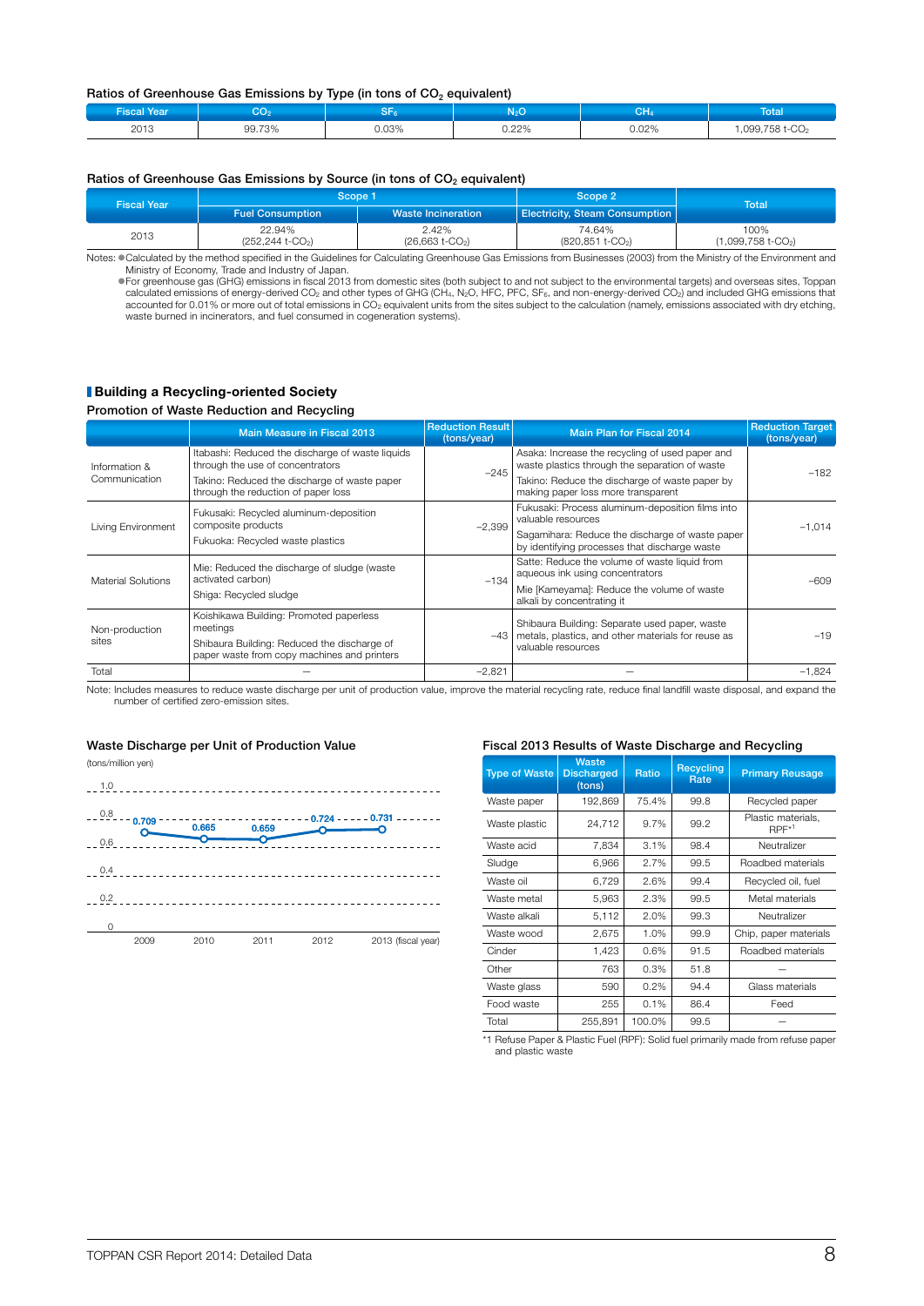### Ratios of Greenhouse Gas Emissions by Type (in tons of $CO_2$ equivalent)

| Fiscal Year | $CO_2$ | $SF_6$ | $N_2O$ | $CH_4$ | Total |
|---|---|---|---|---|---|
| 2013 | 99.73% | 0.03% | 0.22% | 0.02% | 1,099,758 t-$CO_2$ |

### Ratios of Greenhouse Gas Emissions by Source (in tons of $CO_2$ equivalent)

| Fiscal Year | Scope 1 | | Scope 2 | Total |
|---|---|---|---|---|
| | Fuel Consumption | Waste Incineration | Electricity, Steam Consumption | |
| 2013 | 22.94% (252,244 t-$CO_2$) | 2.42% (26,663 t-$CO_2$) | 74.64% (820,851 t-$CO_2$) | 100% (1,099,758 t-$CO_2$) |

Notes: ●Calculated by the method specified in the Guidelines for Calculating Greenhouse Gas Emissions from Businesses (2003) from the Ministry of the Environment and Ministry of Economy, Trade and Industry of Japan.
●For greenhouse gas (GHG) emissions in fiscal 2013 from domestic sites (both subject to and not subject to the environmental targets) and overseas sites, Toppan calculated emissions of energy-derived $CO_2$ and other types of GHG ($CH_4$, $N_2O$, HFC, PFC, $SF_6$, and non-energy-derived $CO_2$) and included GHG emissions that accounted for 0.01% or more out of total emissions in $CO_2$ equivalent units from the sites subject to the calculation (namely, emissions associated with dry etching, waste burned in incinerators, and fuel consumed in cogeneration systems).

## Building a Recycling-oriented Society

### Promotion of Waste Reduction and Recycling

| | Main Measure in Fiscal 2013 | Reduction Result (tons/year) | Main Plan for Fiscal 2014 | Reduction Target (tons/year) |
|---|---|---|---|---|
| Information & Communication | Itabashi: Reduced the discharge of waste liquids through the use of concentrators<br>Takino: Reduced the discharge of waste paper through the reduction of paper loss | −245 | Asaka: Increase the recycling of used paper and waste plastics through the separation of waste<br>Takino: Reduce the discharge of waste paper by making paper loss more transparent | −182 |
| Living Environment | Fukusaki: Recycled aluminum-deposition composite products<br>Fukuoka: Recycled waste plastics | −2,399 | Fukusaki: Process aluminum-deposition films into valuable resources<br>Sagamihara: Reduce the discharge of waste paper by identifying processes that discharge waste | −1,014 |
| Material Solutions | Mie: Reduced the discharge of sludge (waste activated carbon)<br>Shiga: Recycled sludge | −134 | Satte: Reduce the volume of waste liquid from aqueous ink using concentrators<br>Mie [Kameyama]: Reduce the volume of waste alkali by concentrating it | −609 |
| Non-production sites | Koishikawa Building: Promoted paperless meetings<br>Shibaura Building: Reduced the discharge of paper waste from copy machines and printers | −43 | Shibaura Building: Separate used paper, waste metals, plastics, and other materials for reuse as valuable resources | −19 |
| Total | – | −2,821 | – | −1,824 |

Note: Includes measures to reduce waste discharge per unit of production value, improve the material recycling rate, reduce final landfill waste disposal, and expand the number of certified zero-emission sites.

### Waste Discharge per Unit of Production Value

(tons/million yen)

| 2009 | 2010 | 2011 | 2012 | 2013 (fiscal year) |
|---|---|---|---|---|
| 0.709 | 0.665 | 0.659 | 0.724 | 0.731 |

### Fiscal 2013 Results of Waste Discharge and Recycling

| Type of Waste | Waste Discharged (tons) | Ratio | Recycling Rate | Primary Reusage |
|---|---|---|---|---|
| Waste paper | 192,869 | 75.4% | 99.8 | Recycled paper |
| Waste plastic | 24,712 | 9.7% | 99.2 | Plastic materials, RPF*1 |
| Waste acid | 7,834 | 3.1% | 98.4 | Neutralizer |
| Sludge | 6,966 | 2.7% | 99.5 | Roadbed materials |
| Waste oil | 6,729 | 2.6% | 99.4 | Recycled oil, fuel |
| Waste metal | 5,963 | 2.3% | 99.5 | Metal materials |
| Waste alkali | 5,112 | 2.0% | 99.3 | Neutralizer |
| Waste wood | 2,675 | 1.0% | 99.9 | Chip, paper materials |
| Cinder | 1,423 | 0.6% | 91.5 | Roadbed materials |
| Other | 763 | 0.3% | 51.8 | – |
| Waste glass | 590 | 0.2% | 94.4 | Glass materials |
| Food waste | 255 | 0.1% | 86.4 | Feed |
| Total | 255,891 | 100.0% | 99.5 | – |

*1 Refuse Paper & Plastic Fuel (RPF): Solid fuel primarily made from refuse paper and plastic waste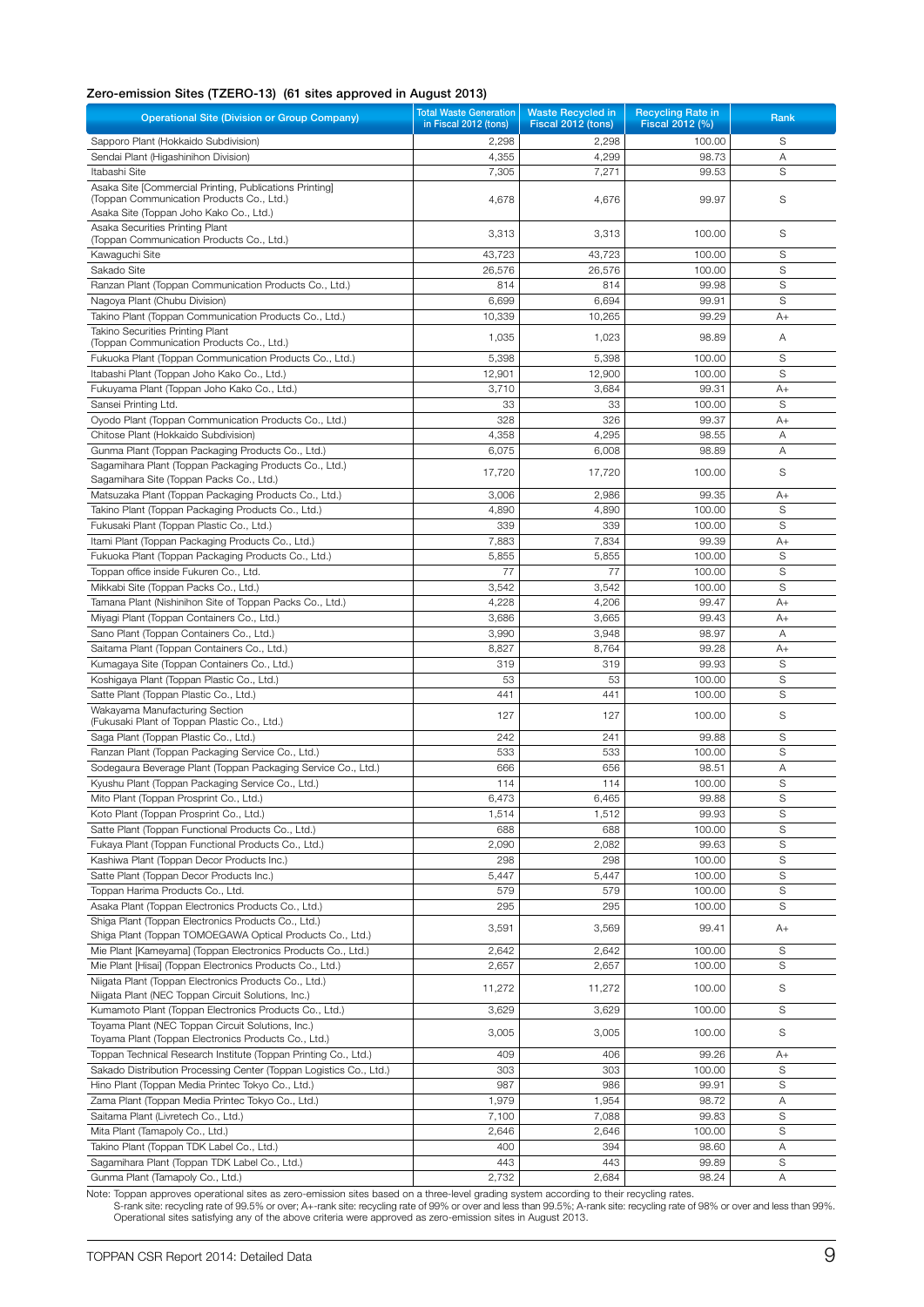### Zero-emission Sites (TZERO-13) (61 sites approved in August 2013)

| Operational Site (Division or Group Company) | Total Waste Generation in Fiscal 2012 (tons) | Waste Recycled in Fiscal 2012 (tons) | Recycling Rate in Fiscal 2012 (%) | Rank |
|---|---|---|---|---|
| Sapporo Plant (Hokkaido Subdivision) | 2,298 | 2,298 | 100.00 | S |
| Sendai Plant (Higashinihon Division) | 4,355 | 4,299 | 98.73 | A |
| Itabashi Site | 7,305 | 7,271 | 99.53 | S |
| Asaka Site [Commercial Printing, Publications Printing] (Toppan Communication Products Co., Ltd.) Asaka Site (Toppan Joho Kako Co., Ltd.) | 4,678 | 4,676 | 99.97 | S |
| Asaka Securities Printing Plant (Toppan Communication Products Co., Ltd.) | 3,313 | 3,313 | 100.00 | S |
| Kawaguchi Site | 43,723 | 43,723 | 100.00 | S |
| Sakado Site | 26,576 | 26,576 | 100.00 | S |
| Ranzan Plant (Toppan Communication Products Co., Ltd.) | 814 | 814 | 99.98 | S |
| Nagoya Plant (Chubu Division) | 6,699 | 6,694 | 99.91 | S |
| Takino Plant (Toppan Communication Products Co., Ltd.) | 10,339 | 10,265 | 99.29 | A+ |
| Takino Securities Printing Plant (Toppan Communication Products Co., Ltd.) | 1,035 | 1,023 | 98.89 | A |
| Fukuoka Plant (Toppan Communication Products Co., Ltd.) | 5,398 | 5,398 | 100.00 | S |
| Itabashi Plant (Toppan Joho Kako Co., Ltd.) | 12,901 | 12,900 | 100.00 | S |
| Fukuyama Plant (Toppan Joho Kako Co., Ltd.) | 3,710 | 3,684 | 99.31 | A+ |
| Sansei Printing Ltd. | 33 | 33 | 100.00 | S |
| Oyodo Plant (Toppan Communication Products Co., Ltd.) | 328 | 326 | 99.37 | A+ |
| Chitose Plant (Hokkaido Subdivision) | 4,358 | 4,295 | 98.55 | A |
| Gunma Plant (Toppan Packaging Products Co., Ltd.) | 6,075 | 6,008 | 98.89 | A |
| Sagamihara Plant (Toppan Packaging Products Co., Ltd.) Sagamihara Site (Toppan Packs Co., Ltd.) | 17,720 | 17,720 | 100.00 | S |
| Matsuzaka Plant (Toppan Packaging Products Co., Ltd.) | 3,006 | 2,986 | 99.35 | A+ |
| Takino Plant (Toppan Packaging Products Co., Ltd.) | 4,890 | 4,890 | 100.00 | S |
| Fukusaki Plant (Toppan Plastic Co., Ltd.) | 339 | 339 | 100.00 | S |
| Itami Plant (Toppan Packaging Products Co., Ltd.) | 7,883 | 7,834 | 99.39 | A+ |
| Fukuoka Plant (Toppan Packaging Products Co., Ltd.) | 5,855 | 5,855 | 100.00 | S |
| Toppan office inside Fukuren Co., Ltd. | 77 | 77 | 100.00 | S |
| Mikkabi Site (Toppan Packs Co., Ltd.) | 3,542 | 3,542 | 100.00 | S |
| Tamana Plant (Nishinihon Site of Toppan Packs Co., Ltd.) | 4,228 | 4,206 | 99.47 | A+ |
| Miyagi Plant (Toppan Containers Co., Ltd.) | 3,686 | 3,665 | 99.43 | A+ |
| Sano Plant (Toppan Containers Co., Ltd.) | 3,990 | 3,948 | 98.97 | A |
| Saitama Plant (Toppan Containers Co., Ltd.) | 8,827 | 8,764 | 99.28 | A+ |
| Kumagaya Site (Toppan Containers Co., Ltd.) | 319 | 319 | 99.93 | S |
| Koshigaya Plant (Toppan Plastic Co., Ltd.) | 53 | 53 | 100.00 | S |
| Satte Plant (Toppan Plastic Co., Ltd.) | 441 | 441 | 100.00 | S |
| Wakayama Manufacturing Section (Fukusaki Plant of Toppan Plastic Co., Ltd.) | 127 | 127 | 100.00 | S |
| Saga Plant (Toppan Plastic Co., Ltd.) | 242 | 241 | 99.88 | S |
| Ranzan Plant (Toppan Packaging Service Co., Ltd.) | 533 | 533 | 100.00 | S |
| Sodegaura Beverage Plant (Toppan Packaging Service Co., Ltd.) | 666 | 656 | 98.51 | A |
| Kyushu Plant (Toppan Packaging Service Co., Ltd.) | 114 | 114 | 100.00 | S |
| Mito Plant (Toppan Prosprint Co., Ltd.) | 6,473 | 6,465 | 99.88 | S |
| Koto Plant (Toppan Prosprint Co., Ltd.) | 1,514 | 1,512 | 99.93 | S |
| Satte Plant (Toppan Functional Products Co., Ltd.) | 688 | 688 | 100.00 | S |
| Fukaya Plant (Toppan Functional Products Co., Ltd.) | 2,090 | 2,082 | 99.63 | S |
| Kashiwa Plant (Toppan Decor Products Inc.) | 298 | 298 | 100.00 | S |
| Satte Plant (Toppan Decor Products Inc.) | 5,447 | 5,447 | 100.00 | S |
| Toppan Harima Products Co., Ltd. | 579 | 579 | 100.00 | S |
| Asaka Plant (Toppan Electronics Products Co., Ltd.) | 295 | 295 | 100.00 | S |
| Shiga Plant (Toppan Electronics Products Co., Ltd.) Shiga Plant (Toppan TOMOEGAWA Optical Products Co., Ltd.) | 3,591 | 3,569 | 99.41 | A+ |
| Mie Plant [Kameyama] (Toppan Electronics Products Co., Ltd.) | 2,642 | 2,642 | 100.00 | S |
| Mie Plant [Hisai] (Toppan Electronics Products Co., Ltd.) | 2,657 | 2,657 | 100.00 | S |
| Niigata Plant (Toppan Electronics Products Co., Ltd.) Niigata Plant (NEC Toppan Circuit Solutions, Inc.) | 11,272 | 11,272 | 100.00 | S |
| Kumamoto Plant (Toppan Electronics Products Co., Ltd.) | 3,629 | 3,629 | 100.00 | S |
| Toyama Plant (NEC Toppan Circuit Solutions, Inc.) Toyama Plant (Toppan Electronics Products Co., Ltd.) | 3,005 | 3,005 | 100.00 | S |
| Toppan Technical Research Institute (Toppan Printing Co., Ltd.) | 409 | 406 | 99.26 | A+ |
| Sakado Distribution Processing Center (Toppan Logistics Co., Ltd.) | 303 | 303 | 100.00 | S |
| Hino Plant (Toppan Media Printec Tokyo Co., Ltd.) | 987 | 986 | 99.91 | S |
| Zama Plant (Toppan Media Printec Tokyo Co., Ltd.) | 1,979 | 1,954 | 98.72 | A |
| Saitama Plant (Livretech Co., Ltd.) | 7,100 | 7,088 | 99.83 | S |
| Mita Plant (Tamapoly Co., Ltd.) | 2,646 | 2,646 | 100.00 | S |
| Takino Plant (Toppan TDK Label Co., Ltd.) | 400 | 394 | 98.60 | A |
| Sagamihara Plant (Toppan TDK Label Co., Ltd.) | 443 | 443 | 99.89 | S |
| Gunma Plant (Tamapoly Co., Ltd.) | 2,732 | 2,684 | 98.24 | A |

Note: Toppan approves operational sites as zero-emission sites based on a three-level grading system according to their recycling rates.
S-rank site: recycling rate of 99.5% or over; A+-rank site: recycling rate of 99% or over and less than 99.5%; A-rank site: recycling rate of 98% or over and less than 99%.
Operational sites satisfying any of the above criteria were approved as zero-emission sites in August 2013.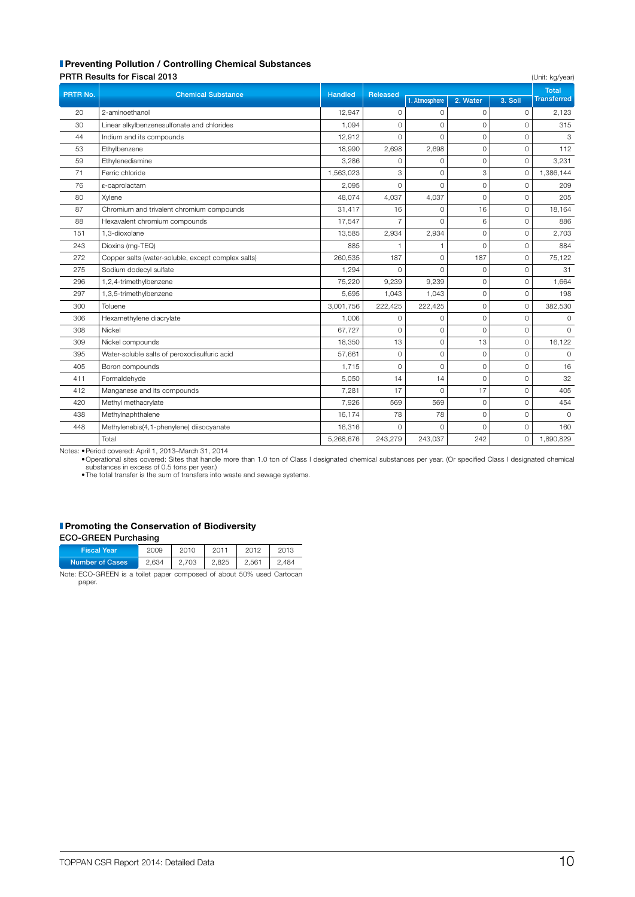## Preventing Pollution / Controlling Chemical Substances

### PRTR Results for Fiscal 2013

(Unit: kg/year)

| PRTR No. | Chemical Substance | Handled | Released | | | | Total Transferred |
|---|---|---|---|---|---|---|---|
| | | | | 1. Atmosphere | 2. Water | 3. Soil | |
| 20 | 2-aminoethanol | 12,947 | 0 | 0 | 0 | 0 | 2,123 |
| 30 | Linear alkylbenzenesulfonate and chlorides | 1,094 | 0 | 0 | 0 | 0 | 315 |
| 44 | Indium and its compounds | 12,912 | 0 | 0 | 0 | 0 | 3 |
| 53 | Ethylbenzene | 18,990 | 2,698 | 2,698 | 0 | 0 | 112 |
| 59 | Ethylenediamine | 3,286 | 0 | 0 | 0 | 0 | 3,231 |
| 71 | Ferric chloride | 1,563,023 | 3 | 0 | 3 | 0 | 1,386,144 |
| 76 | ε-caprolactam | 2,095 | 0 | 0 | 0 | 0 | 209 |
| 80 | Xylene | 48,074 | 4,037 | 4,037 | 0 | 0 | 205 |
| 87 | Chromium and trivalent chromium compounds | 31,417 | 16 | 0 | 16 | 0 | 18,164 |
| 88 | Hexavalent chromium compounds | 17,547 | 7 | 0 | 6 | 0 | 886 |
| 151 | 1,3-dioxolane | 13,585 | 2,934 | 2,934 | 0 | 0 | 2,703 |
| 243 | Dioxins (mg-TEQ) | 885 | 1 | 1 | 0 | 0 | 884 |
| 272 | Copper salts (water-soluble, except complex salts) | 260,535 | 187 | 0 | 187 | 0 | 75,122 |
| 275 | Sodium dodecyl sulfate | 1,294 | 0 | 0 | 0 | 0 | 31 |
| 296 | 1,2,4-trimethylbenzene | 75,220 | 9,239 | 9,239 | 0 | 0 | 1,664 |
| 297 | 1,3,5-trimethylbenzene | 5,695 | 1,043 | 1,043 | 0 | 0 | 198 |
| 300 | Toluene | 3,001,756 | 222,425 | 222,425 | 0 | 0 | 382,530 |
| 306 | Hexamethylene diacrylate | 1,006 | 0 | 0 | 0 | 0 | 0 |
| 308 | Nickel | 67,727 | 0 | 0 | 0 | 0 | 0 |
| 309 | Nickel compounds | 18,350 | 13 | 0 | 13 | 0 | 16,122 |
| 395 | Water-soluble salts of peroxodisulfuric acid | 57,661 | 0 | 0 | 0 | 0 | 0 |
| 405 | Boron compounds | 1,715 | 0 | 0 | 0 | 0 | 16 |
| 411 | Formaldehyde | 5,050 | 14 | 14 | 0 | 0 | 32 |
| 412 | Manganese and its compounds | 7,281 | 17 | 0 | 17 | 0 | 405 |
| 420 | Methyl methacrylate | 7,926 | 569 | 569 | 0 | 0 | 454 |
| 438 | Methylnaphthalene | 16,174 | 78 | 78 | 0 | 0 | 0 |
| 448 | Methylenebis(4,1-phenylene) diisocyanate | 16,316 | 0 | 0 | 0 | 0 | 160 |
| | Total | 5,268,676 | 243,279 | 243,037 | 242 | 0 | 1,890,829 |

Notes:
- Period covered: April 1, 2013–March 31, 2014
- Operational sites covered: Sites that handle more than 1.0 ton of Class I designated chemical substances per year. (Or specified Class I designated chemical substances in excess of 0.5 tons per year.)
- The total transfer is the sum of transfers into waste and sewage systems.

## Promoting the Conservation of Biodiversity

### ECO-GREEN Purchasing

| Fiscal Year | 2009 | 2010 | 2011 | 2012 | 2013 |
|---|---|---|---|---|---|
| Number of Cases | 2,634 | 2,703 | 2,825 | 2,561 | 2,484 |

Note: ECO-GREEN is a toilet paper composed of about 50% used Cartocan paper.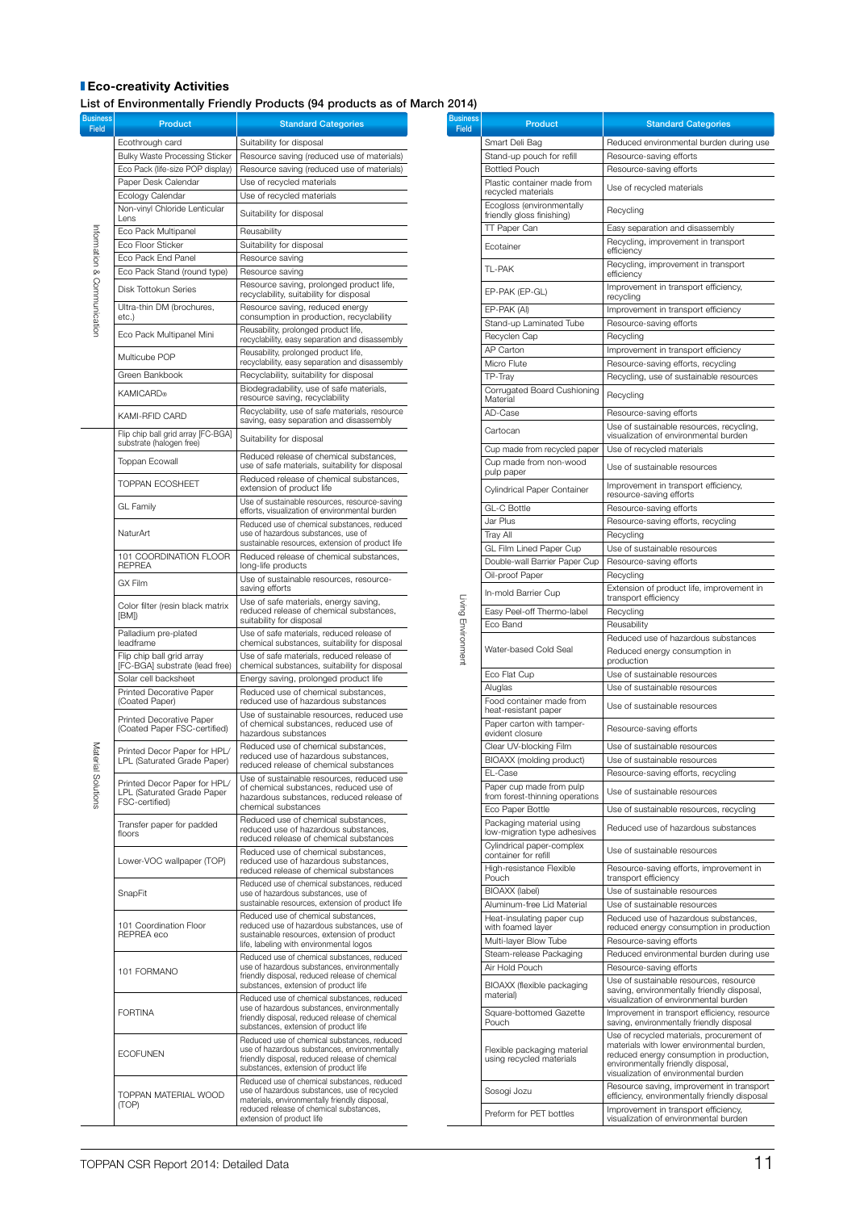## Eco-creativity Activities

### List of Environmentally Friendly Products (94 products as of March 2014)

| Business Field | Product | Standard Categories |
|---|---|---|
| Information & Communication | Ecothrough card | Suitability for disposal |
| | Bulky Waste Processing Sticker | Resource saving (reduced use of materials) |
| | Eco Pack (life-size POP display) | Resource saving (reduced use of materials) |
| | Paper Desk Calendar | Use of recycled materials |
| | Ecology Calendar | Use of recycled materials |
| | Non-vinyl Chloride Lenticular Lens | Suitability for disposal |
| | Eco Pack Multipanel | Reusability |
| | Eco Floor Sticker | Suitability for disposal |
| | Eco Pack End Panel | Resource saving |
| | Eco Pack Stand (round type) | Resource saving |
| | Disk Tottokun Series | Resource saving, prolonged product life, recyclability, suitability for disposal |
| | Ultra-thin DM (brochures, etc.) | Resource saving, reduced energy consumption in production, recyclability |
| | Eco Pack Multipanel Mini | Reusability, prolonged product life, recyclability, easy separation and disassembly |
| | Multicube POP | Reusability, prolonged product life, recyclability, easy separation and disassembly |
| | Green Bankbook | Recyclability, suitability for disposal |
| | KAMICARD® | Biodegradability, use of safe materials, resource saving, recyclability |
| | KAMI-RFID CARD | Recyclability, use of safe materials, resource saving, easy separation and disassembly |
| Material Solutions | Flip chip ball grid array [FC-BGA] substrate (halogen free) | Suitability for disposal |
| | Toppan Ecowall | Reduced release of chemical substances, use of safe materials, suitability for disposal |
| | TOPPAN ECOSHEET | Reduced release of chemical substances, extension of product life |
| | GL Family | Use of sustainable resources, resource-saving efforts, visualization of environmental burden |
| | NaturArt | Reduced use of chemical substances, reduced use of hazardous substances, use of sustainable resources, extension of product life |
| | 101 COORDINATION FLOOR REPREA | Reduced release of chemical substances, long-life products |
| | GX Film | Use of sustainable resources, resource-saving efforts |
| | Color filter (resin black matrix [BM]) | Use of safe materials, energy saving, reduced release of chemical substances, suitability for disposal |
| | Palladium pre-plated leadframe | Use of safe materials, reduced release of chemical substances, suitability for disposal |
| | Flip chip ball grid array [FC-BGA] substrate (lead free) | Use of safe materials, reduced release of chemical substances, suitability for disposal |
| | Solar cell backsheet | Energy saving, prolonged product life |
| | Printed Decorative Paper (Coated Paper) | Reduced use of chemical substances, reduced use of hazardous substances |
| | Printed Decorative Paper (Coated Paper FSC-certified) | Use of sustainable resources, reduced use of chemical substances, reduced use of hazardous substances |
| | Printed Decor Paper for HPL/ LPL (Saturated Grade Paper) | Reduced use of chemical substances, reduced use of hazardous substances, reduced release of chemical substances |
| | Printed Decor Paper for HPL/ LPL (Saturated Grade Paper FSC-certified) | Use of sustainable resources, reduced use of chemical substances, reduced use of hazardous substances, reduced release of chemical substances |
| | Transfer paper for padded floors | Reduced use of chemical substances, reduced use of hazardous substances, reduced release of chemical substances |
| | Lower-VOC wallpaper (TOP) | Reduced use of chemical substances, reduced use of hazardous substances, reduced release of chemical substances |
| | SnapFit | Reduced use of chemical substances, reduced use of hazardous substances, use of sustainable resources, extension of product life |
| | 101 Coordination Floor REPREA eco | Reduced use of chemical substances, reduced use of hazardous substances, use of sustainable resources, extension of product life, labeling with environmental logos |
| | 101 FORMANO | Reduced use of chemical substances, reduced use of hazardous substances, environmentally friendly disposal, reduced release of chemical substances, extension of product life |
| | FORTINA | Reduced use of chemical substances, reduced use of hazardous substances, environmentally friendly disposal, reduced release of chemical substances, extension of product life |
| | ECOFUNEN | Reduced use of chemical substances, reduced use of hazardous substances, environmentally friendly disposal, reduced release of chemical substances, extension of product life |
| | TOPPAN MATERIAL WOOD (TOP) | Reduced use of chemical substances, reduced use of hazardous substances, use of recycled materials, environmentally friendly disposal, reduced release of chemical substances, extension of product life |

| Business Field | Product | Standard Categories |
|---|---|---|
| Living Environment | Smart Deli Bag | Reduced environmental burden during use |
| | Stand-up pouch for refill | Resource-saving efforts |
| | Bottled Pouch | Resource-saving efforts |
| | Plastic container made from recycled materials | Use of recycled materials |
| | Ecogloss (environmentally friendly gloss finishing) | Recycling |
| | TT Paper Can | Easy separation and disassembly |
| | Ecotainer | Recycling, improvement in transport efficiency |
| | TL-PAK | Recycling, improvement in transport efficiency |
| | EP-PAK (EP-GL) | Improvement in transport efficiency, recycling |
| | EP-PAK (Al) | Improvement in transport efficiency |
| | Stand-up Laminated Tube | Resource-saving efforts |
| | Recyclen Cap | Recycling |
| | AP Carton | Improvement in transport efficiency |
| | Micro Flute | Resource-saving efforts, recycling |
| | TP-Tray | Recycling, use of sustainable resources |
| | Corrugated Board Cushioning Material | Recycling |
| | AD-Case | Resource-saving efforts |
| | Cartocan | Use of sustainable resources, recycling, visualization of environmental burden |
| | Cup made from recycled paper | Use of recycled materials |
| | Cup made from non-wood pulp paper | Use of sustainable resources |
| | Cylindrical Paper Container | Improvement in transport efficiency, resource-saving efforts |
| | GL-C Bottle | Resource-saving efforts |
| | Jar Plus | Resource-saving efforts, recycling |
| | Tray All | Recycling |
| | GL Film Lined Paper Cup | Use of sustainable resources |
| | Double-wall Barrier Paper Cup | Resource-saving efforts |
| | Oil-proof Paper | Recycling |
| | In-mold Barrier Cup | Extension of product life, improvement in transport efficiency |
| | Easy Peel-off Thermo-label | Recycling |
| | Eco Band | Reusability |
| | Water-based Cold Seal | Reduced use of hazardous substances<br>Reduced energy consumption in production |
| | Eco Flat Cup | Use of sustainable resources |
| | Aluglas | Use of sustainable resources |
| | Food container made from heat-resistant paper | Use of sustainable resources |
| | Paper carton with tamper-evident closure | Resource-saving efforts |
| | Clear UV-blocking Film | Use of sustainable resources |
| | BIOAXX (molding product) | Use of sustainable resources |
| | EL-Case | Resource-saving efforts, recycling |
| | Paper cup made from pulp from forest-thinning operations | Use of sustainable resources |
| | Eco Paper Bottle | Use of sustainable resources, recycling |
| | Packaging material using low-migration type adhesives | Reduced use of hazardous substances |
| | Cylindrical paper-complex container for refill | Use of sustainable resources |
| | High-resistance Flexible Pouch | Resource-saving efforts, improvement in transport efficiency |
| | BIOAXX (label) | Use of sustainable resources |
| | Aluminum-free Lid Material | Use of sustainable resources |
| | Heat-insulating paper cup with foamed layer | Reduced use of hazardous substances, reduced energy consumption in production |
| | Multi-layer Blow Tube | Resource-saving efforts |
| | Steam-release Packaging | Reduced environmental burden during use |
| | Air Hold Pouch | Resource-saving efforts |
| | BIOAXX (flexible packaging material) | Use of sustainable resources, resource saving, environmentally friendly disposal, visualization of environmental burden |
| | Square-bottomed Gazette Pouch | Improvement in transport efficiency, resource saving, environmentally friendly disposal |
| | Flexible packaging material using recycled materials | Use of recycled materials, procurement of materials with lower environmental burden, reduced energy consumption in production, environmentally friendly disposal, visualization of environmental burden |
| | Sosogi Jozu | Resource saving, improvement in transport efficiency, environmentally friendly disposal |
| | Preform for PET bottles | Improvement in transport efficiency, visualization of environmental burden |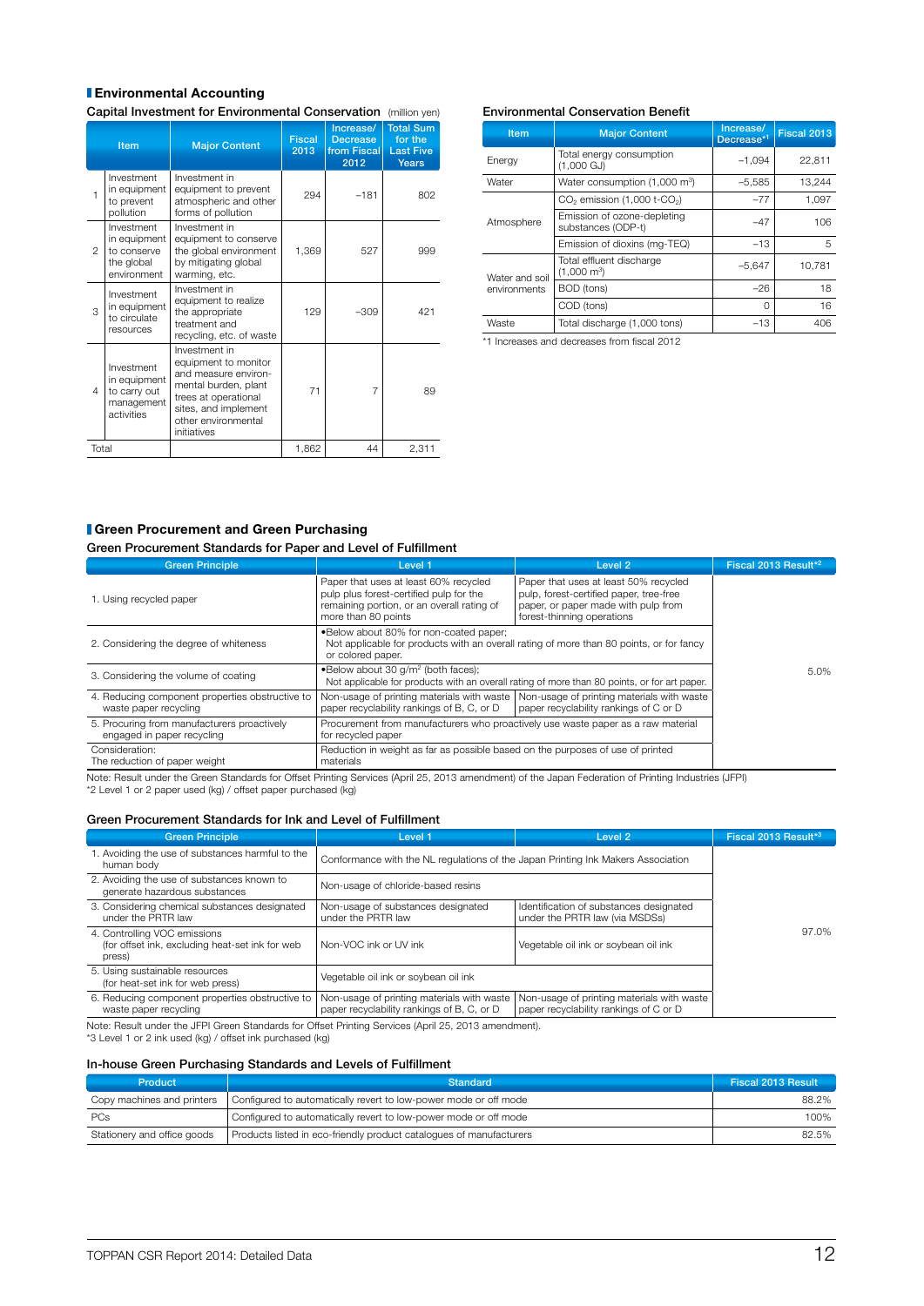## Environmental Accounting

### Capital Investment for Environmental Conservation (million yen)

| | Item | Major Content | Fiscal 2013 | Increase/ Decrease from Fiscal 2012 | Total Sum for the Last Five Years |
|---|---|---|---|---|---|
| 1 | Investment in equipment to prevent pollution | Investment in equipment to prevent atmospheric and other forms of pollution | 294 | −181 | 802 |
| 2 | Investment in equipment to conserve the global environment | Investment in equipment to conserve the global environment by mitigating global warming, etc. | 1,369 | 527 | 999 |
| 3 | Investment in equipment to circulate resources | Investment in equipment to realize the appropriate treatment and recycling, etc. of waste | 129 | −309 | 421 |
| 4 | Investment in equipment to carry out management activities | Investment in equipment to monitor and measure environmental burden, plant trees at operational sites, and implement other environmental initiatives | 71 | 7 | 89 |
| Total | | | 1,862 | 44 | 2,311 |

### Environmental Conservation Benefit

| Item | Major Content | Increase/ Decrease[*1] | Fiscal 2013 |
|---|---|---|---|
| Energy | Total energy consumption (1,000 GJ) | −1,094 | 22,811 |
| Water | Water consumption (1,000 m$^3$) | −5,585 | 13,244 |
| Atmosphere | $CO_2$ emission (1,000 t-$CO_2$) | −77 | 1,097 |
| | Emission of ozone-depleting substances (ODP-t) | −47 | 106 |
| | Emission of dioxins (mg-TEQ) | −13 | 5 |
| Water and soil environments | Total effluent discharge (1,000 m$^3$) | −5,647 | 10,781 |
| | BOD (tons) | −26 | 18 |
| | COD (tons) | 0 | 16 |
| Waste | Total discharge (1,000 tons) | −13 | 406 |

*1 Increases and decreases from fiscal 2012

## Green Procurement and Green Purchasing

### Green Procurement Standards for Paper and Level of Fulfillment

| Green Principle | Level 1 | Level 2 | Fiscal 2013 Result[*2] |
|---|---|---|---|
| 1. Using recycled paper | Paper that uses at least 60% recycled pulp plus forest-certified pulp for the remaining portion, or an overall rating of more than 80 points | Paper that uses at least 50% recycled pulp, forest-certified paper, tree-free paper, or paper made with pulp from forest-thinning operations | 5.0% |
| 2. Considering the degree of whiteness | •Below about 80% for non-coated paper; Not applicable for products with an overall rating of more than 80 points, or for fancy or colored paper. | | |
| 3. Considering the volume of coating | •Below about 30 g/m$^2$ (both faces); Not applicable for products with an overall rating of more than 80 points, or for art paper. | | |
| 4. Reducing component properties obstructive to waste paper recycling | Non-usage of printing materials with waste paper recyclability rankings of B, C, or D | Non-usage of printing materials with waste paper recyclability rankings of C or D | |
| 5. Procuring from manufacturers proactively engaged in paper recycling | Procurement from manufacturers who proactively use waste paper as a raw material for recycled paper | | |
| Consideration: The reduction of paper weight | Reduction in weight as far as possible based on the purposes of use of printed materials | | |

Note: Result under the Green Standards for Offset Printing Services (April 25, 2013 amendment) of the Japan Federation of Printing Industries (JFPI)
*2 Level 1 or 2 paper used (kg) / offset paper purchased (kg)

### Green Procurement Standards for Ink and Level of Fulfillment

| Green Principle | Level 1 | Level 2 | Fiscal 2013 Result[*3] |
|---|---|---|---|
| 1. Avoiding the use of substances harmful to the human body | Conformance with the NL regulations of the Japan Printing Ink Makers Association | | 97.0% |
| 2. Avoiding the use of substances known to generate hazardous substances | Non-usage of chloride-based resins | | |
| 3. Considering chemical substances designated under the PRTR law | Non-usage of substances designated under the PRTR law | Identification of substances designated under the PRTR law (via MSDSs) | |
| 4. Controlling VOC emissions (for offset ink, excluding heat-set ink for web press) | Non-VOC ink or UV ink | Vegetable oil ink or soybean oil ink | |
| 5. Using sustainable resources (for heat-set ink for web press) | Vegetable oil ink or soybean oil ink | | |
| 6. Reducing component properties obstructive to waste paper recycling | Non-usage of printing materials with waste paper recyclability rankings of B, C, or D | Non-usage of printing materials with waste paper recyclability rankings of C or D | |

Note: Result under the JFPI Green Standards for Offset Printing Services (April 25, 2013 amendment).
*3 Level 1 or 2 ink used (kg) / offset ink purchased (kg)

### In-house Green Purchasing Standards and Levels of Fulfillment

| Product | Standard | Fiscal 2013 Result |
|---|---|---|
| Copy machines and printers | Configured to automatically revert to low-power mode or off mode | 88.2% |
| PCs | Configured to automatically revert to low-power mode or off mode | 100% |
| Stationery and office goods | Products listed in eco-friendly product catalogues of manufacturers | 82.5% |